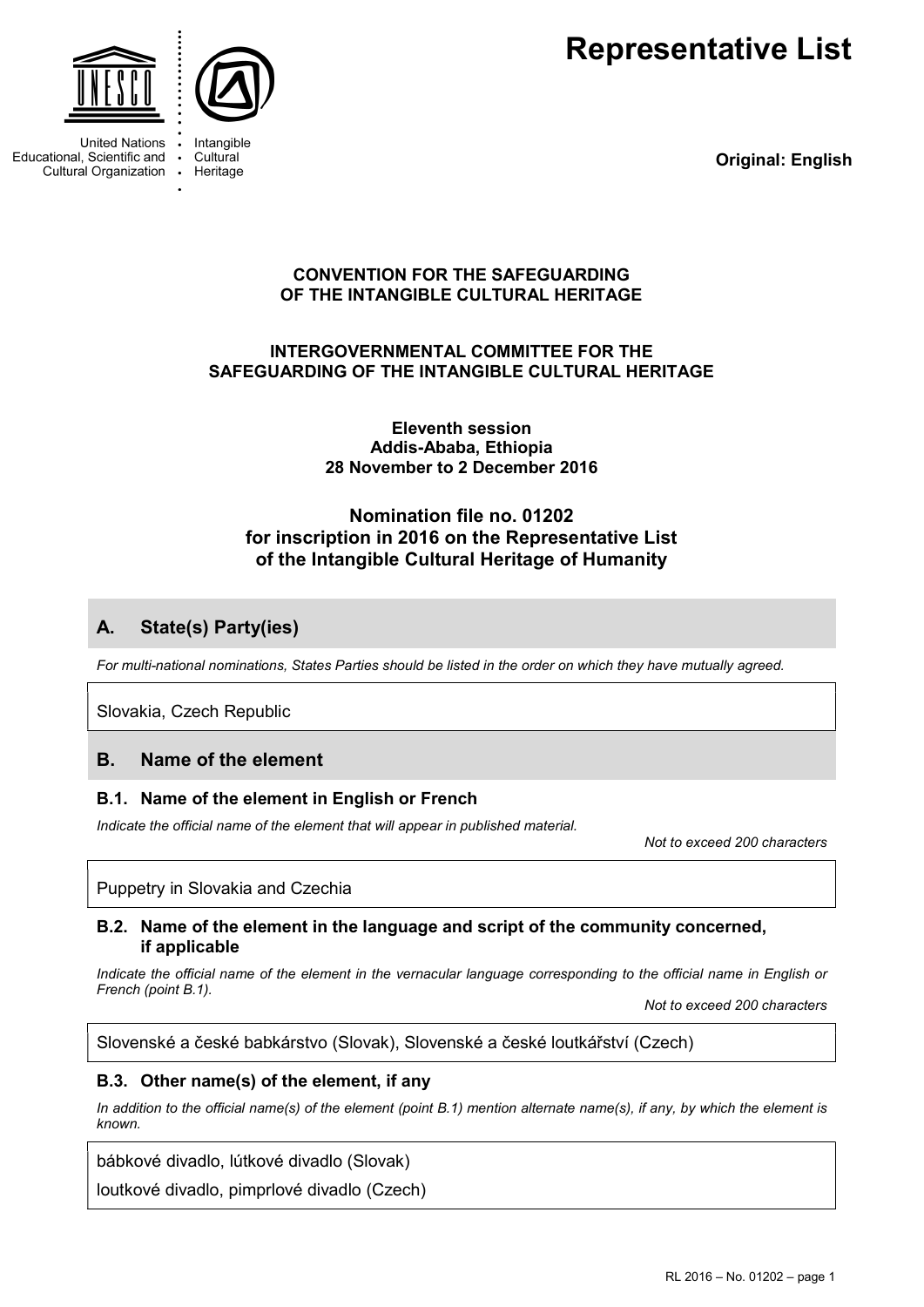United Nations Educational, Scientific and Cultural Organization

Intangible Cultural Heritage

# Representative List

**Original: English**

**CONVENTION FOR THE SAFEGUARDING OF THE INTANGIBLE CULTURAL HERITAGE**

**INTERGOVERNMENTAL COMMITTEE FOR THE SAFEGUARDING OF THE INTANGIBLE CULTURAL HERITAGE**

**Eleventh session**
**Addis-Ababa, Ethiopia**
**28 November to 2 December 2016**

**Nomination file no. 01202**
**for inscription in 2016 on the Representative List of the Intangible Cultural Heritage of Humanity**

## A. State(s) Party(ies)

*For multi-national nominations, States Parties should be listed in the order on which they have mutually agreed.*

Slovakia, Czech Republic

## B. Name of the element

### B.1. Name of the element in English or French

*Indicate the official name of the element that will appear in published material.*

*Not to exceed 200 characters*

Puppetry in Slovakia and Czechia

### B.2. Name of the element in the language and script of the community concerned, if applicable

*Indicate the official name of the element in the vernacular language corresponding to the official name in English or French (point B.1).*

*Not to exceed 200 characters*

Slovenské a české babkárstvo (Slovak), Slovenské a české loutkářství (Czech)

### B.3. Other name(s) of the element, if any

*In addition to the official name(s) of the element (point B.1) mention alternate name(s), if any, by which the element is known.*

bábkové divadlo, lútkové divadlo (Slovak)

loutkové divadlo, pimprlové divadlo (Czech)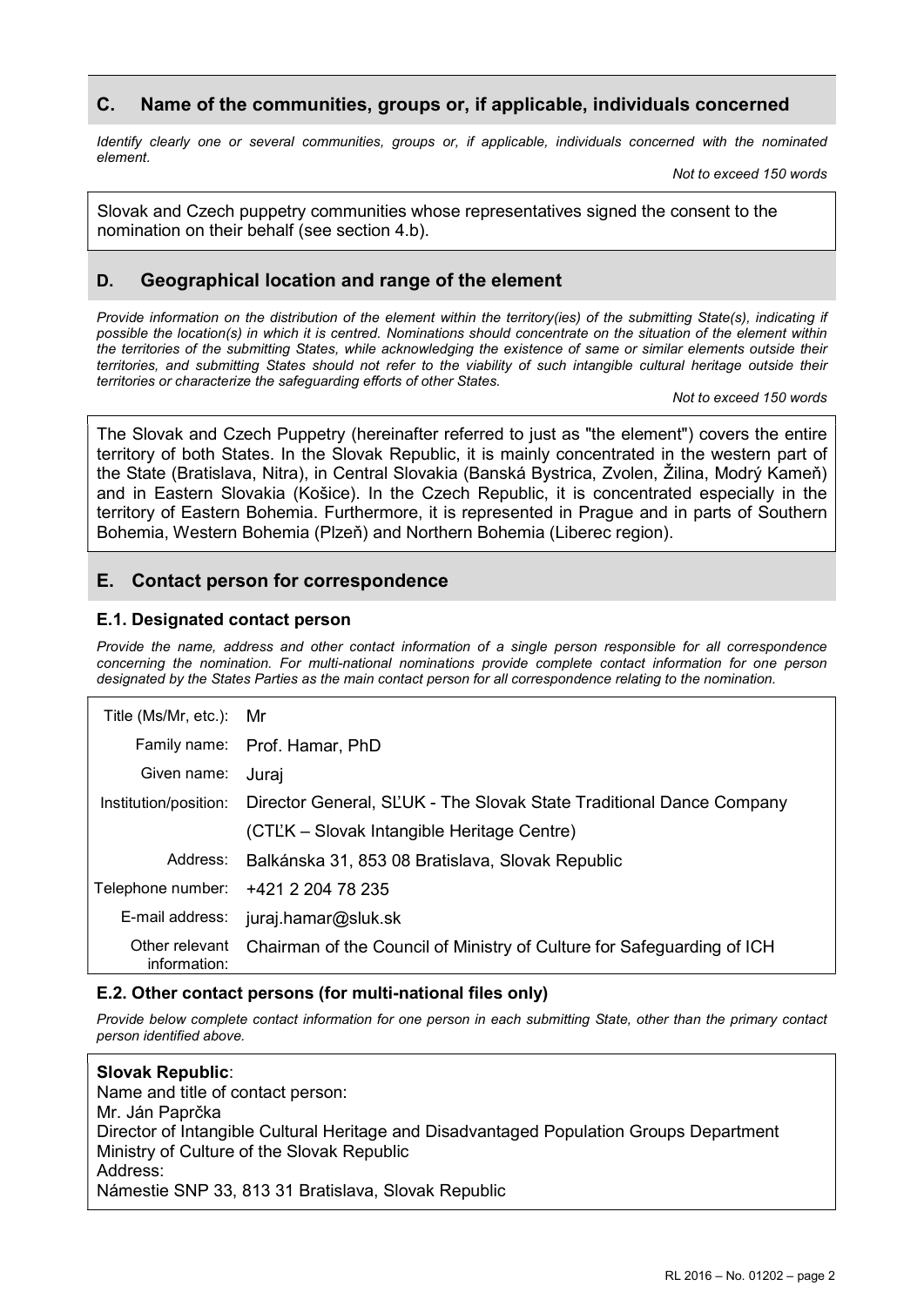## C. Name of the communities, groups or, if applicable, individuals concerned

*Identify clearly one or several communities, groups or, if applicable, individuals concerned with the nominated element.*

*Not to exceed 150 words*

Slovak and Czech puppetry communities whose representatives signed the consent to the nomination on their behalf (see section 4.b).

## D. Geographical location and range of the element

*Provide information on the distribution of the element within the territory(ies) of the submitting State(s), indicating if possible the location(s) in which it is centred. Nominations should concentrate on the situation of the element within the territories of the submitting States, while acknowledging the existence of same or similar elements outside their territories, and submitting States should not refer to the viability of such intangible cultural heritage outside their territories or characterize the safeguarding efforts of other States.*

*Not to exceed 150 words*

The Slovak and Czech Puppetry (hereinafter referred to just as "the element") covers the entire territory of both States. In the Slovak Republic, it is mainly concentrated in the western part of the State (Bratislava, Nitra), in Central Slovakia (Banská Bystrica, Zvolen, Žilina, Modrý Kameň) and in Eastern Slovakia (Košice). In the Czech Republic, it is concentrated especially in the territory of Eastern Bohemia. Furthermore, it is represented in Prague and in parts of Southern Bohemia, Western Bohemia (Plzeň) and Northern Bohemia (Liberec region).

## E. Contact person for correspondence

### E.1. Designated contact person

*Provide the name, address and other contact information of a single person responsible for all correspondence concerning the nomination. For multi-national nominations provide complete contact information for one person designated by the States Parties as the main contact person for all correspondence relating to the nomination.*

| | |
|---|---|
| Title (Ms/Mr, etc.): | Mr |
| Family name: | Prof. Hamar, PhD |
| Given name: | Juraj |
| Institution/position: | Director General, SĽUK - The Slovak State Traditional Dance Company (CTĽK – Slovak Intangible Heritage Centre) |
| Address: | Balkánska 31, 853 08 Bratislava, Slovak Republic |
| Telephone number: | +421 2 204 78 235 |
| E-mail address: | juraj.hamar@sluk.sk |
| Other relevant information: | Chairman of the Council of Ministry of Culture for Safeguarding of ICH |

### E.2. Other contact persons (for multi-national files only)

*Provide below complete contact information for one person in each submitting State, other than the primary contact person identified above.*

**Slovak Republic**:
Name and title of contact person:
Mr. Ján Paprčka
Director of Intangible Cultural Heritage and Disadvantaged Population Groups Department
Ministry of Culture of the Slovak Republic
Address:
Námestie SNP 33, 813 31 Bratislava, Slovak Republic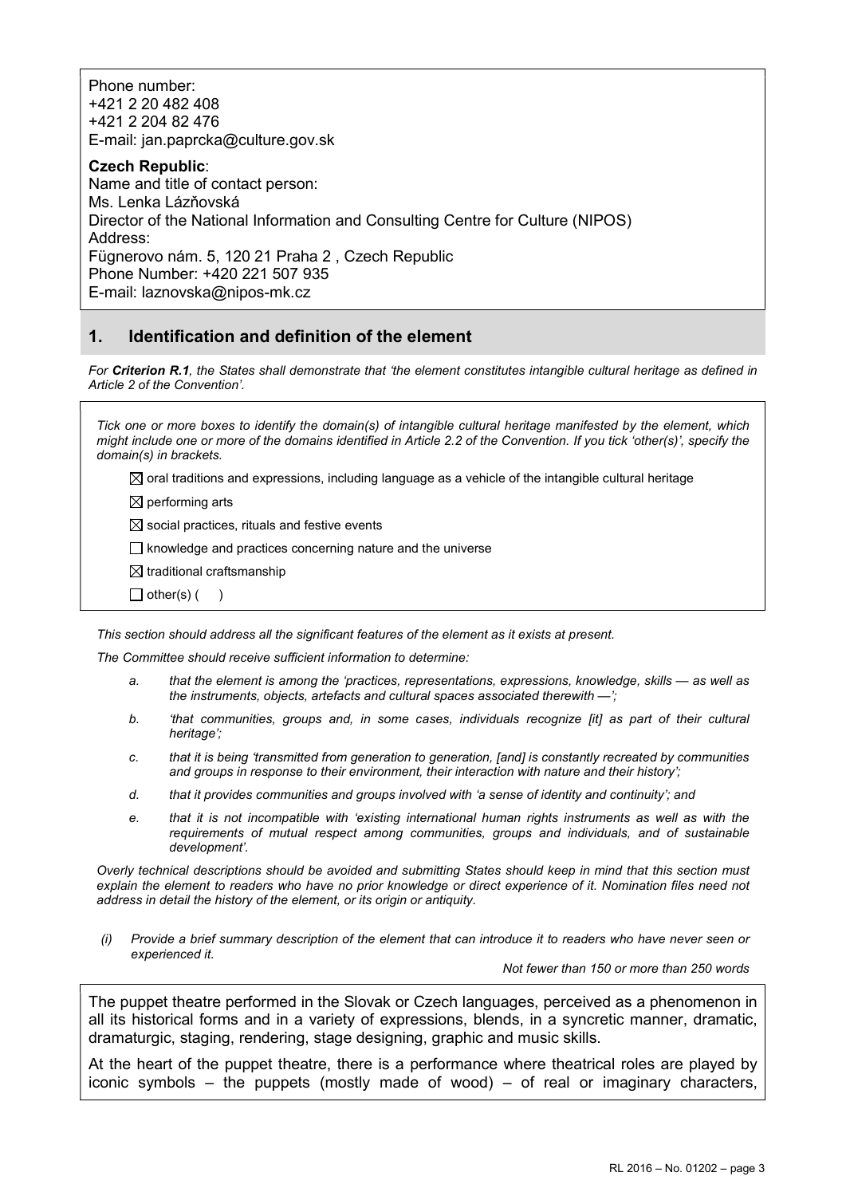Phone number:
+421 2 20 482 408
+421 2 204 82 476
E-mail: jan.paprcka@culture.gov.sk

**Czech Republic**:
Name and title of contact person:
Ms. Lenka Lázňovská
Director of the National Information and Consulting Centre for Culture (NIPOS)
Address:
Fügnerovo nám. 5, 120 21 Praha 2 , Czech Republic
Phone Number: +420 221 507 935
E-mail: laznovska@nipos-mk.cz

## 1. Identification and definition of the element

*For **Criterion R.1**, the States shall demonstrate that 'the element constitutes intangible cultural heritage as defined in Article 2 of the Convention'.*

*Tick one or more boxes to identify the domain(s) of intangible cultural heritage manifested by the element, which might include one or more of the domains identified in Article 2.2 of the Convention. If you tick 'other(s)', specify the domain(s) in brackets.*

- ☒ oral traditions and expressions, including language as a vehicle of the intangible cultural heritage
- ☒ performing arts
- ☒ social practices, rituals and festive events
- ☐ knowledge and practices concerning nature and the universe
- ☒ traditional craftsmanship
- ☐ other(s) ( )

*This section should address all the significant features of the element as it exists at present.*

*The Committee should receive sufficient information to determine:*

- *a. that the element is among the 'practices, representations, expressions, knowledge, skills — as well as the instruments, objects, artefacts and cultural spaces associated therewith —';*
- *b. 'that communities, groups and, in some cases, individuals recognize [it] as part of their cultural heritage';*
- *c. that it is being 'transmitted from generation to generation, [and] is constantly recreated by communities and groups in response to their environment, their interaction with nature and their history';*
- *d. that it provides communities and groups involved with 'a sense of identity and continuity'; and*
- *e. that it is not incompatible with 'existing international human rights instruments as well as with the requirements of mutual respect among communities, groups and individuals, and of sustainable development'.*

*Overly technical descriptions should be avoided and submitting States should keep in mind that this section must explain the element to readers who have no prior knowledge or direct experience of it. Nomination files need not address in detail the history of the element, or its origin or antiquity.*

*(i) Provide a brief summary description of the element that can introduce it to readers who have never seen or experienced it.*

*Not fewer than 150 or more than 250 words*

The puppet theatre performed in the Slovak or Czech languages, perceived as a phenomenon in all its historical forms and in a variety of expressions, blends, in a syncretic manner, dramatic, dramaturgic, staging, rendering, stage designing, graphic and music skills.

At the heart of the puppet theatre, there is a performance where theatrical roles are played by iconic symbols – the puppets (mostly made of wood) – of real or imaginary characters,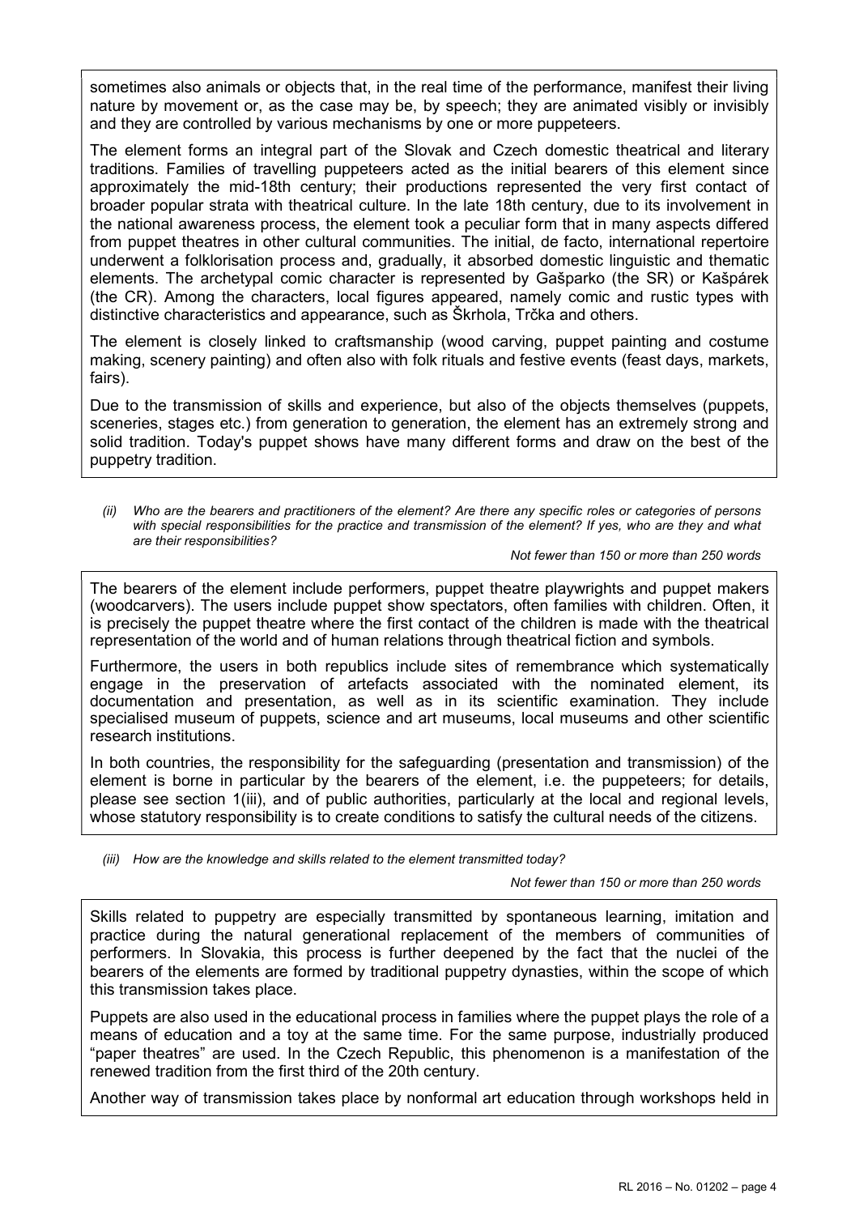sometimes also animals or objects that, in the real time of the performance, manifest their living nature by movement or, as the case may be, by speech; they are animated visibly or invisibly and they are controlled by various mechanisms by one or more puppeteers.

The element forms an integral part of the Slovak and Czech domestic theatrical and literary traditions. Families of travelling puppeteers acted as the initial bearers of this element since approximately the mid-18th century; their productions represented the very first contact of broader popular strata with theatrical culture. In the late 18th century, due to its involvement in the national awareness process, the element took a peculiar form that in many aspects differed from puppet theatres in other cultural communities. The initial, de facto, international repertoire underwent a folklorisation process and, gradually, it absorbed domestic linguistic and thematic elements. The archetypal comic character is represented by Gašparko (the SR) or Kašpárek (the CR). Among the characters, local figures appeared, namely comic and rustic types with distinctive characteristics and appearance, such as Škrhola, Trčka and others.

The element is closely linked to craftsmanship (wood carving, puppet painting and costume making, scenery painting) and often also with folk rituals and festive events (feast days, markets, fairs).

Due to the transmission of skills and experience, but also of the objects themselves (puppets, sceneries, stages etc.) from generation to generation, the element has an extremely strong and solid tradition. Today's puppet shows have many different forms and draw on the best of the puppetry tradition.

*(ii) Who are the bearers and practitioners of the element? Are there any specific roles or categories of persons with special responsibilities for the practice and transmission of the element? If yes, who are they and what are their responsibilities?*

*Not fewer than 150 or more than 250 words*

The bearers of the element include performers, puppet theatre playwrights and puppet makers (woodcarvers). The users include puppet show spectators, often families with children. Often, it is precisely the puppet theatre where the first contact of the children is made with the theatrical representation of the world and of human relations through theatrical fiction and symbols.

Furthermore, the users in both republics include sites of remembrance which systematically engage in the preservation of artefacts associated with the nominated element, its documentation and presentation, as well as in its scientific examination. They include specialised museum of puppets, science and art museums, local museums and other scientific research institutions.

In both countries, the responsibility for the safeguarding (presentation and transmission) of the element is borne in particular by the bearers of the element, i.e. the puppeteers; for details, please see section 1(iii), and of public authorities, particularly at the local and regional levels, whose statutory responsibility is to create conditions to satisfy the cultural needs of the citizens.

*(iii) How are the knowledge and skills related to the element transmitted today?*

*Not fewer than 150 or more than 250 words*

Skills related to puppetry are especially transmitted by spontaneous learning, imitation and practice during the natural generational replacement of the members of communities of performers. In Slovakia, this process is further deepened by the fact that the nuclei of the bearers of the elements are formed by traditional puppetry dynasties, within the scope of which this transmission takes place.

Puppets are also used in the educational process in families where the puppet plays the role of a means of education and a toy at the same time. For the same purpose, industrially produced "paper theatres" are used. In the Czech Republic, this phenomenon is a manifestation of the renewed tradition from the first third of the 20th century.

Another way of transmission takes place by nonformal art education through workshops held in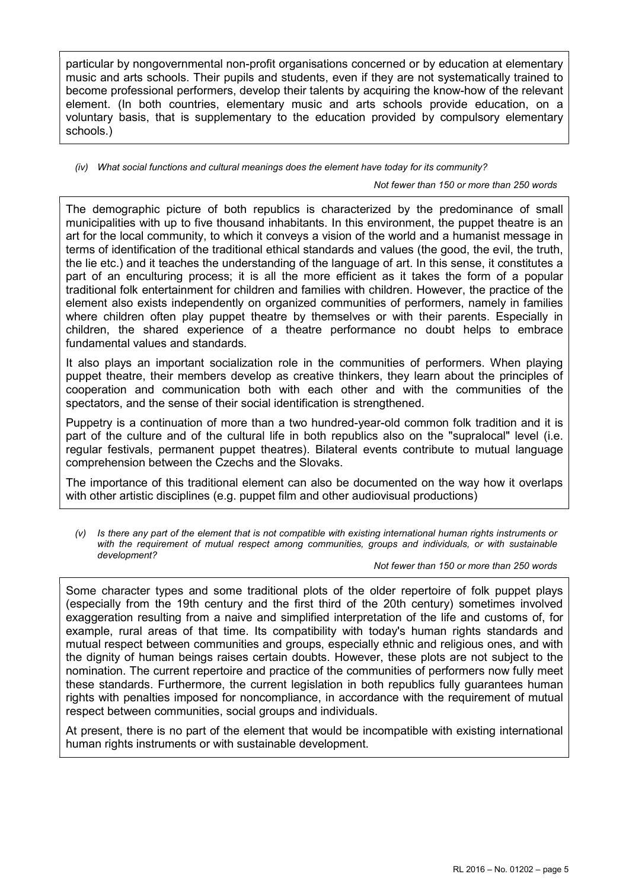particular by nongovernmental non-profit organisations concerned or by education at elementary music and arts schools. Their pupils and students, even if they are not systematically trained to become professional performers, develop their talents by acquiring the know-how of the relevant element. (In both countries, elementary music and arts schools provide education, on a voluntary basis, that is supplementary to the education provided by compulsory elementary schools.)

*(iv) What social functions and cultural meanings does the element have today for its community?*

*Not fewer than 150 or more than 250 words*

The demographic picture of both republics is characterized by the predominance of small municipalities with up to five thousand inhabitants. In this environment, the puppet theatre is an art for the local community, to which it conveys a vision of the world and a humanist message in terms of identification of the traditional ethical standards and values (the good, the evil, the truth, the lie etc.) and it teaches the understanding of the language of art. In this sense, it constitutes a part of an enculturing process; it is all the more efficient as it takes the form of a popular traditional folk entertainment for children and families with children. However, the practice of the element also exists independently on organized communities of performers, namely in families where children often play puppet theatre by themselves or with their parents. Especially in children, the shared experience of a theatre performance no doubt helps to embrace fundamental values and standards.

It also plays an important socialization role in the communities of performers. When playing puppet theatre, their members develop as creative thinkers, they learn about the principles of cooperation and communication both with each other and with the communities of the spectators, and the sense of their social identification is strengthened.

Puppetry is a continuation of more than a two hundred-year-old common folk tradition and it is part of the culture and of the cultural life in both republics also on the "supralocal" level (i.e. regular festivals, permanent puppet theatres). Bilateral events contribute to mutual language comprehension between the Czechs and the Slovaks.

The importance of this traditional element can also be documented on the way how it overlaps with other artistic disciplines (e.g. puppet film and other audiovisual productions)

*(v) Is there any part of the element that is not compatible with existing international human rights instruments or with the requirement of mutual respect among communities, groups and individuals, or with sustainable development?*

*Not fewer than 150 or more than 250 words*

Some character types and some traditional plots of the older repertoire of folk puppet plays (especially from the 19th century and the first third of the 20th century) sometimes involved exaggeration resulting from a naive and simplified interpretation of the life and customs of, for example, rural areas of that time. Its compatibility with today's human rights standards and mutual respect between communities and groups, especially ethnic and religious ones, and with the dignity of human beings raises certain doubts. However, these plots are not subject to the nomination. The current repertoire and practice of the communities of performers now fully meet these standards. Furthermore, the current legislation in both republics fully guarantees human rights with penalties imposed for noncompliance, in accordance with the requirement of mutual respect between communities, social groups and individuals.

At present, there is no part of the element that would be incompatible with existing international human rights instruments or with sustainable development.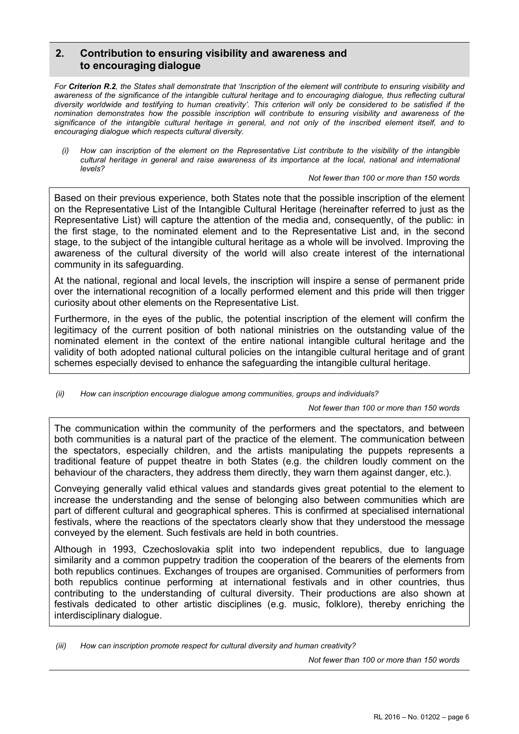## 2. Contribution to ensuring visibility and awareness and to encouraging dialogue

*For **Criterion R.2**, the States shall demonstrate that 'Inscription of the element will contribute to ensuring visibility and awareness of the significance of the intangible cultural heritage and to encouraging dialogue, thus reflecting cultural diversity worldwide and testifying to human creativity'. This criterion will only be considered to be satisfied if the nomination demonstrates how the possible inscription will contribute to ensuring visibility and awareness of the significance of the intangible cultural heritage in general, and not only of the inscribed element itself, and to encouraging dialogue which respects cultural diversity.*

*(i) How can inscription of the element on the Representative List contribute to the visibility of the intangible cultural heritage in general and raise awareness of its importance at the local, national and international levels?*

*Not fewer than 100 or more than 150 words*

Based on their previous experience, both States note that the possible inscription of the element on the Representative List of the Intangible Cultural Heritage (hereinafter referred to just as the Representative List) will capture the attention of the media and, consequently, of the public: in the first stage, to the nominated element and to the Representative List and, in the second stage, to the subject of the intangible cultural heritage as a whole will be involved. Improving the awareness of the cultural diversity of the world will also create interest of the international community in its safeguarding.

At the national, regional and local levels, the inscription will inspire a sense of permanent pride over the international recognition of a locally performed element and this pride will then trigger curiosity about other elements on the Representative List.

Furthermore, in the eyes of the public, the potential inscription of the element will confirm the legitimacy of the current position of both national ministries on the outstanding value of the nominated element in the context of the entire national intangible cultural heritage and the validity of both adopted national cultural policies on the intangible cultural heritage and of grant schemes especially devised to enhance the safeguarding the intangible cultural heritage.

*(ii) How can inscription encourage dialogue among communities, groups and individuals?*

*Not fewer than 100 or more than 150 words*

The communication within the community of the performers and the spectators, and between both communities is a natural part of the practice of the element. The communication between the spectators, especially children, and the artists manipulating the puppets represents a traditional feature of puppet theatre in both States (e.g. the children loudly comment on the behaviour of the characters, they address them directly, they warn them against danger, etc.).

Conveying generally valid ethical values and standards gives great potential to the element to increase the understanding and the sense of belonging also between communities which are part of different cultural and geographical spheres. This is confirmed at specialised international festivals, where the reactions of the spectators clearly show that they understood the message conveyed by the element. Such festivals are held in both countries.

Although in 1993, Czechoslovakia split into two independent republics, due to language similarity and a common puppetry tradition the cooperation of the bearers of the elements from both republics continues. Exchanges of troupes are organised. Communities of performers from both republics continue performing at international festivals and in other countries, thus contributing to the understanding of cultural diversity. Their productions are also shown at festivals dedicated to other artistic disciplines (e.g. music, folklore), thereby enriching the interdisciplinary dialogue.

*(iii) How can inscription promote respect for cultural diversity and human creativity?*

*Not fewer than 100 or more than 150 words*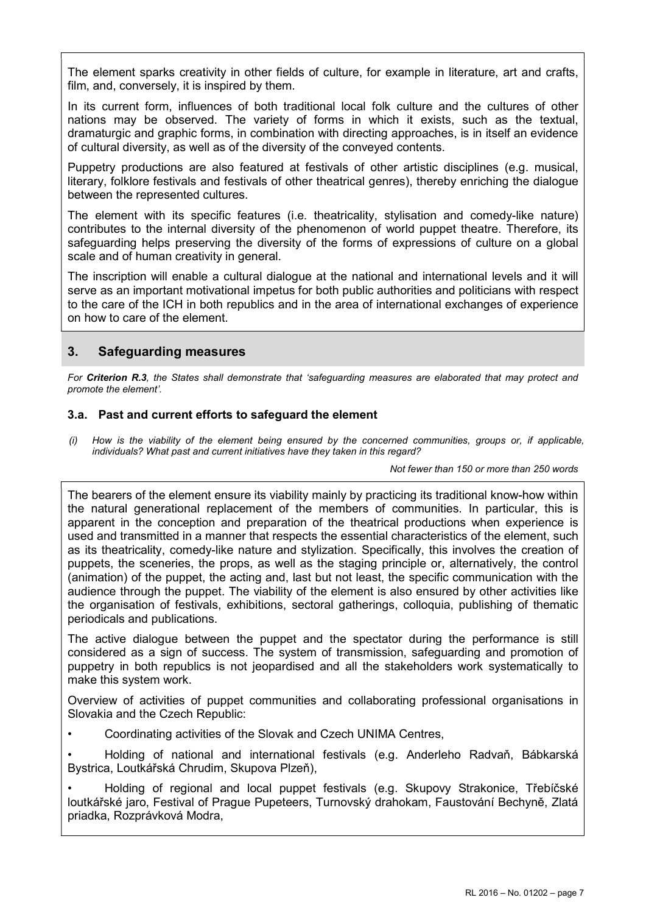The element sparks creativity in other fields of culture, for example in literature, art and crafts, film, and, conversely, it is inspired by them.

In its current form, influences of both traditional local folk culture and the cultures of other nations may be observed. The variety of forms in which it exists, such as the textual, dramaturgic and graphic forms, in combination with directing approaches, is in itself an evidence of cultural diversity, as well as of the diversity of the conveyed contents.

Puppetry productions are also featured at festivals of other artistic disciplines (e.g. musical, literary, folklore festivals and festivals of other theatrical genres), thereby enriching the dialogue between the represented cultures.

The element with its specific features (i.e. theatricality, stylisation and comedy-like nature) contributes to the internal diversity of the phenomenon of world puppet theatre. Therefore, its safeguarding helps preserving the diversity of the forms of expressions of culture on a global scale and of human creativity in general.

The inscription will enable a cultural dialogue at the national and international levels and it will serve as an important motivational impetus for both public authorities and politicians with respect to the care of the ICH in both republics and in the area of international exchanges of experience on how to care of the element.

## 3. Safeguarding measures

*For **Criterion R.3**, the States shall demonstrate that 'safeguarding measures are elaborated that may protect and promote the element'.*

### 3.a. Past and current efforts to safeguard the element

*(i) How is the viability of the element being ensured by the concerned communities, groups or, if applicable, individuals? What past and current initiatives have they taken in this regard?*

*Not fewer than 150 or more than 250 words*

The bearers of the element ensure its viability mainly by practicing its traditional know-how within the natural generational replacement of the members of communities. In particular, this is apparent in the conception and preparation of the theatrical productions when experience is used and transmitted in a manner that respects the essential characteristics of the element, such as its theatricality, comedy-like nature and stylization. Specifically, this involves the creation of puppets, the sceneries, the props, as well as the staging principle or, alternatively, the control (animation) of the puppet, the acting and, last but not least, the specific communication with the audience through the puppet. The viability of the element is also ensured by other activities like the organisation of festivals, exhibitions, sectoral gatherings, colloquia, publishing of thematic periodicals and publications.

The active dialogue between the puppet and the spectator during the performance is still considered as a sign of success. The system of transmission, safeguarding and promotion of puppetry in both republics is not jeopardised and all the stakeholders work systematically to make this system work.

Overview of activities of puppet communities and collaborating professional organisations in Slovakia and the Czech Republic:

- Coordinating activities of the Slovak and Czech UNIMA Centres,
- Holding of national and international festivals (e.g. Anderleho Radvaň, Bábkarská Bystrica, Loutkářská Chrudim, Skupova Plzeň),
- Holding of regional and local puppet festivals (e.g. Skupovy Strakonice, Třebíčské loutkářské jaro, Festival of Prague Pupeteers, Turnovský drahokam, Faustování Bechyně, Zlatá priadka, Rozprávková Modra,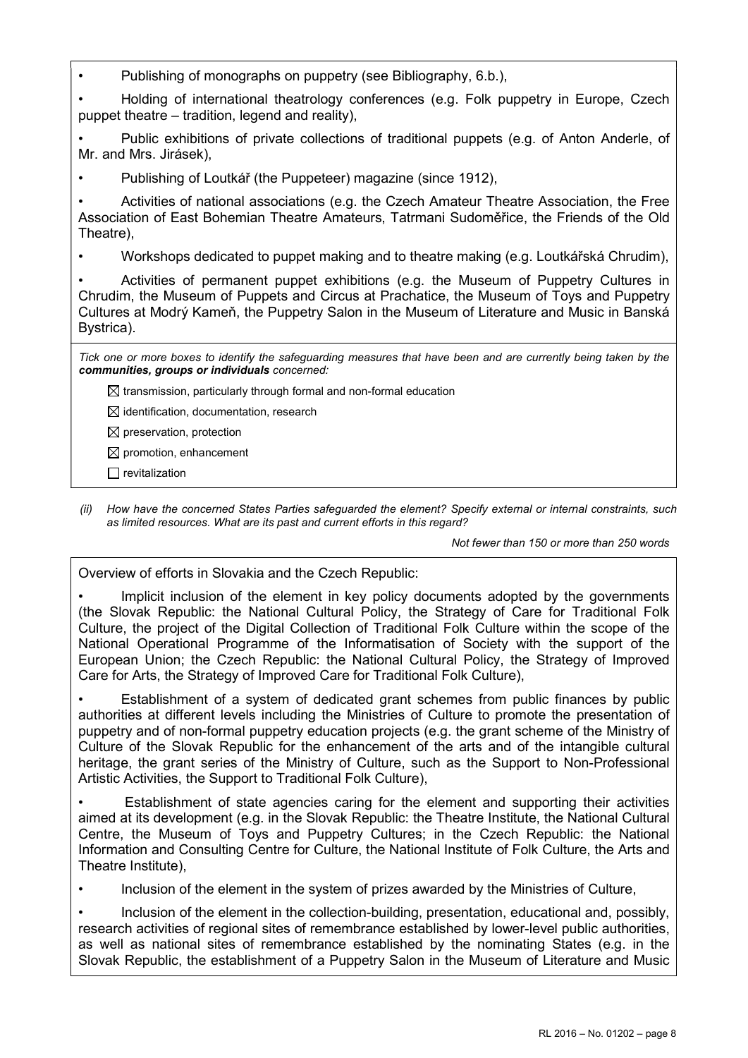- Publishing of monographs on puppetry (see Bibliography, 6.b.),
- Holding of international theatrology conferences (e.g. Folk puppetry in Europe, Czech puppet theatre – tradition, legend and reality),
- Public exhibitions of private collections of traditional puppets (e.g. of Anton Anderle, of Mr. and Mrs. Jirásek),
- Publishing of Loutkář (the Puppeteer) magazine (since 1912),
- Activities of national associations (e.g. the Czech Amateur Theatre Association, the Free Association of East Bohemian Theatre Amateurs, Tatrmani Sudoměřice, the Friends of the Old Theatre),
- Workshops dedicated to puppet making and to theatre making (e.g. Loutkářská Chrudim),
- Activities of permanent puppet exhibitions (e.g. the Museum of Puppetry Cultures in Chrudim, the Museum of Puppets and Circus at Prachatice, the Museum of Toys and Puppetry Cultures at Modrý Kameň, the Puppetry Salon in the Museum of Literature and Music in Banská Bystrica).

*Tick one or more boxes to identify the safeguarding measures that have been and are currently being taken by the* ***communities, groups or individuals*** *concerned:*

- ☒ transmission, particularly through formal and non-formal education
- ☒ identification, documentation, research
- ☒ preservation, protection
- ☒ promotion, enhancement
- ☐ revitalization

*(ii) How have the concerned States Parties safeguarded the element? Specify external or internal constraints, such as limited resources. What are its past and current efforts in this regard?*

*Not fewer than 150 or more than 250 words*

Overview of efforts in Slovakia and the Czech Republic:

- Implicit inclusion of the element in key policy documents adopted by the governments (the Slovak Republic: the National Cultural Policy, the Strategy of Care for Traditional Folk Culture, the project of the Digital Collection of Traditional Folk Culture within the scope of the National Operational Programme of the Informatisation of Society with the support of the European Union; the Czech Republic: the National Cultural Policy, the Strategy of Improved Care for Arts, the Strategy of Improved Care for Traditional Folk Culture),
- Establishment of a system of dedicated grant schemes from public finances by public authorities at different levels including the Ministries of Culture to promote the presentation of puppetry and of non-formal puppetry education projects (e.g. the grant scheme of the Ministry of Culture of the Slovak Republic for the enhancement of the arts and of the intangible cultural heritage, the grant series of the Ministry of Culture, such as the Support to Non-Professional Artistic Activities, the Support to Traditional Folk Culture),
- Establishment of state agencies caring for the element and supporting their activities aimed at its development (e.g. in the Slovak Republic: the Theatre Institute, the National Cultural Centre, the Museum of Toys and Puppetry Cultures; in the Czech Republic: the National Information and Consulting Centre for Culture, the National Institute of Folk Culture, the Arts and Theatre Institute),
- Inclusion of the element in the system of prizes awarded by the Ministries of Culture,
- Inclusion of the element in the collection-building, presentation, educational and, possibly, research activities of regional sites of remembrance established by lower-level public authorities, as well as national sites of remembrance established by the nominating States (e.g. in the Slovak Republic, the establishment of a Puppetry Salon in the Museum of Literature and Music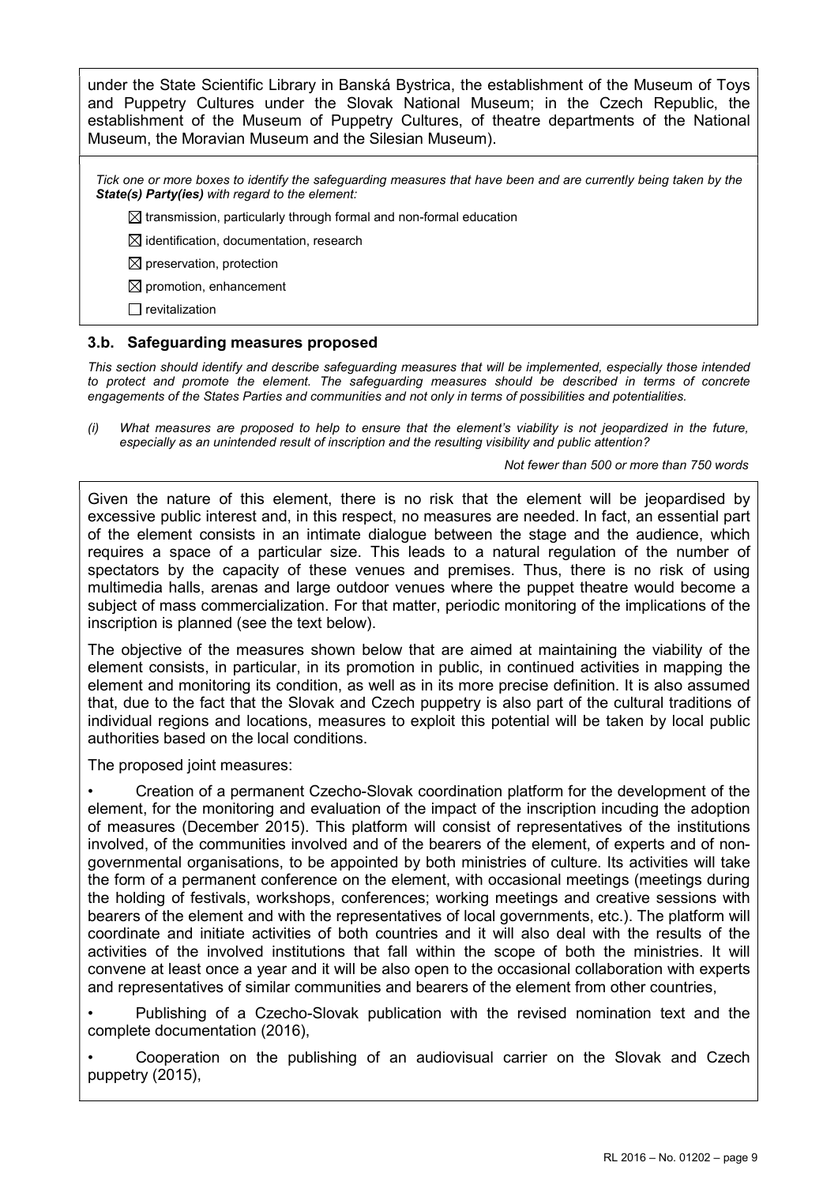under the State Scientific Library in Banská Bystrica, the establishment of the Museum of Toys and Puppetry Cultures under the Slovak National Museum; in the Czech Republic, the establishment of the Museum of Puppetry Cultures, of theatre departments of the National Museum, the Moravian Museum and the Silesian Museum).

*Tick one or more boxes to identify the safeguarding measures that have been and are currently being taken by the* ***State(s) Party(ies)*** *with regard to the element:*

☒ transmission, particularly through formal and non-formal education

☒ identification, documentation, research

☒ preservation, protection

☒ promotion, enhancement

☐ revitalization

### 3.b. Safeguarding measures proposed

*This section should identify and describe safeguarding measures that will be implemented, especially those intended to protect and promote the element. The safeguarding measures should be described in terms of concrete engagements of the States Parties and communities and not only in terms of possibilities and potentialities.*

*(i) What measures are proposed to help to ensure that the element's viability is not jeopardized in the future, especially as an unintended result of inscription and the resulting visibility and public attention?*

*Not fewer than 500 or more than 750 words*

Given the nature of this element, there is no risk that the element will be jeopardised by excessive public interest and, in this respect, no measures are needed. In fact, an essential part of the element consists in an intimate dialogue between the stage and the audience, which requires a space of a particular size. This leads to a natural regulation of the number of spectators by the capacity of these venues and premises. Thus, there is no risk of using multimedia halls, arenas and large outdoor venues where the puppet theatre would become a subject of mass commercialization. For that matter, periodic monitoring of the implications of the inscription is planned (see the text below).

The objective of the measures shown below that are aimed at maintaining the viability of the element consists, in particular, in its promotion in public, in continued activities in mapping the element and monitoring its condition, as well as in its more precise definition. It is also assumed that, due to the fact that the Slovak and Czech puppetry is also part of the cultural traditions of individual regions and locations, measures to exploit this potential will be taken by local public authorities based on the local conditions.

The proposed joint measures:

- Creation of a permanent Czecho-Slovak coordination platform for the development of the element, for the monitoring and evaluation of the impact of the inscription incuding the adoption of measures (December 2015). This platform will consist of representatives of the institutions involved, of the communities involved and of the bearers of the element, of experts and of non-governmental organisations, to be appointed by both ministries of culture. Its activities will take the form of a permanent conference on the element, with occasional meetings (meetings during the holding of festivals, workshops, conferences; working meetings and creative sessions with bearers of the element and with the representatives of local governments, etc.). The platform will coordinate and initiate activities of both countries and it will also deal with the results of the activities of the involved institutions that fall within the scope of both the ministries. It will convene at least once a year and it will be also open to the occasional collaboration with experts and representatives of similar communities and bearers of the element from other countries,
- Publishing of a Czecho-Slovak publication with the revised nomination text and the complete documentation (2016),
- Cooperation on the publishing of an audiovisual carrier on the Slovak and Czech puppetry (2015),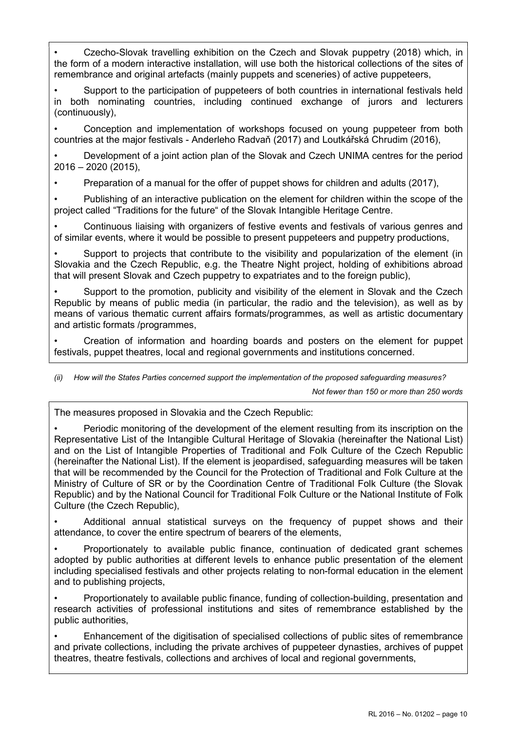- Czecho-Slovak travelling exhibition on the Czech and Slovak puppetry (2018) which, in the form of a modern interactive installation, will use both the historical collections of the sites of remembrance and original artefacts (mainly puppets and sceneries) of active puppeteers,
- Support to the participation of puppeteers of both countries in international festivals held in both nominating countries, including continued exchange of jurors and lecturers (continuously),
- Conception and implementation of workshops focused on young puppeteer from both countries at the major festivals - Anderleho Radvaň (2017) and Loutkářská Chrudim (2016),
- Development of a joint action plan of the Slovak and Czech UNIMA centres for the period 2016 – 2020 (2015),
- Preparation of a manual for the offer of puppet shows for children and adults (2017),
- Publishing of an interactive publication on the element for children within the scope of the project called "Traditions for the future" of the Slovak Intangible Heritage Centre.
- Continuous liaising with organizers of festive events and festivals of various genres and of similar events, where it would be possible to present puppeteers and puppetry productions,
- Support to projects that contribute to the visibility and popularization of the element (in Slovakia and the Czech Republic, e.g. the Theatre Night project, holding of exhibitions abroad that will present Slovak and Czech puppetry to expatriates and to the foreign public),
- Support to the promotion, publicity and visibility of the element in Slovak and the Czech Republic by means of public media (in particular, the radio and the television), as well as by means of various thematic current affairs formats/programmes, as well as artistic documentary and artistic formats /programmes,
- Creation of information and hoarding boards and posters on the element for puppet festivals, puppet theatres, local and regional governments and institutions concerned.

*(ii) How will the States Parties concerned support the implementation of the proposed safeguarding measures?*

*Not fewer than 150 or more than 250 words*

The measures proposed in Slovakia and the Czech Republic:

- Periodic monitoring of the development of the element resulting from its inscription on the Representative List of the Intangible Cultural Heritage of Slovakia (hereinafter the National List) and on the List of Intangible Properties of Traditional and Folk Culture of the Czech Republic (hereinafter the National List). If the element is jeopardised, safeguarding measures will be taken that will be recommended by the Council for the Protection of Traditional and Folk Culture at the Ministry of Culture of SR or by the Coordination Centre of Traditional Folk Culture (the Slovak Republic) and by the National Council for Traditional Folk Culture or the National Institute of Folk Culture (the Czech Republic),
- Additional annual statistical surveys on the frequency of puppet shows and their attendance, to cover the entire spectrum of bearers of the elements,
- Proportionately to available public finance, continuation of dedicated grant schemes adopted by public authorities at different levels to enhance public presentation of the element including specialised festivals and other projects relating to non-formal education in the element and to publishing projects,
- Proportionately to available public finance, funding of collection-building, presentation and research activities of professional institutions and sites of remembrance established by the public authorities,
- Enhancement of the digitisation of specialised collections of public sites of remembrance and private collections, including the private archives of puppeteer dynasties, archives of puppet theatres, theatre festivals, collections and archives of local and regional governments,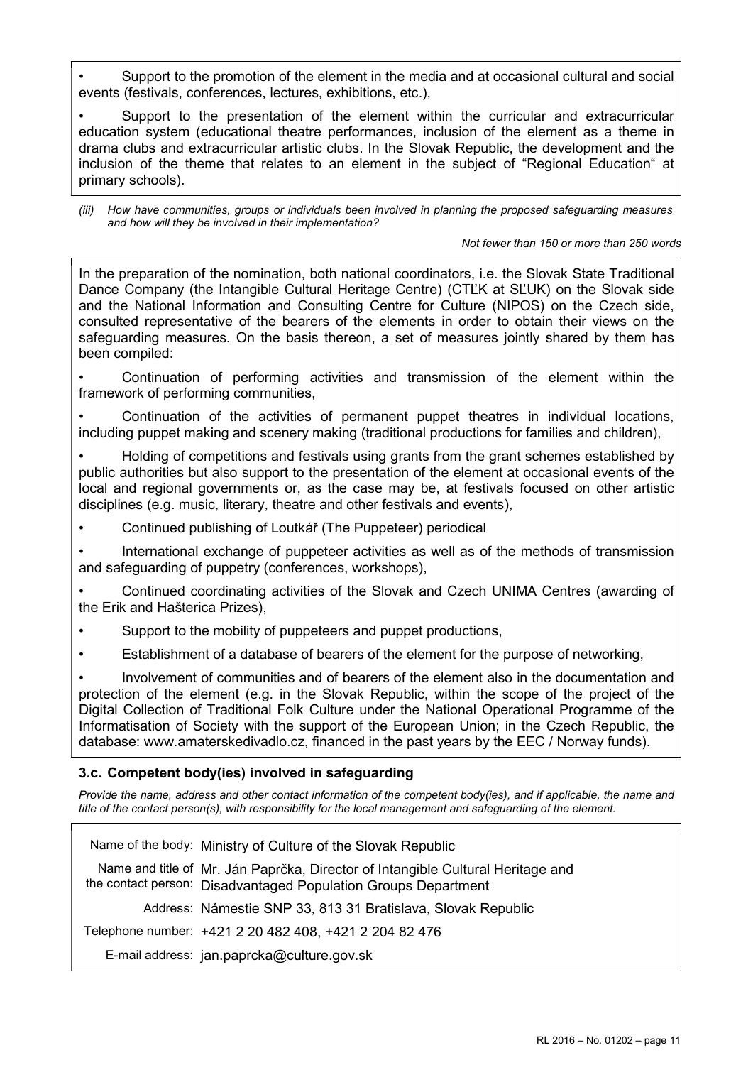- Support to the promotion of the element in the media and at occasional cultural and social events (festivals, conferences, lectures, exhibitions, etc.),
- Support to the presentation of the element within the curricular and extracurricular education system (educational theatre performances, inclusion of the element as a theme in drama clubs and extracurricular artistic clubs. In the Slovak Republic, the development and the inclusion of the theme that relates to an element in the subject of "Regional Education" at primary schools).

*(iii) How have communities, groups or individuals been involved in planning the proposed safeguarding measures and how will they be involved in their implementation?*

*Not fewer than 150 or more than 250 words*

In the preparation of the nomination, both national coordinators, i.e. the Slovak State Traditional Dance Company (the Intangible Cultural Heritage Centre) (CTĽK at SĽUK) on the Slovak side and the National Information and Consulting Centre for Culture (NIPOS) on the Czech side, consulted representative of the bearers of the elements in order to obtain their views on the safeguarding measures. On the basis thereon, a set of measures jointly shared by them has been compiled:

- Continuation of performing activities and transmission of the element within the framework of performing communities,
- Continuation of the activities of permanent puppet theatres in individual locations, including puppet making and scenery making (traditional productions for families and children),
- Holding of competitions and festivals using grants from the grant schemes established by public authorities but also support to the presentation of the element at occasional events of the local and regional governments or, as the case may be, at festivals focused on other artistic disciplines (e.g. music, literary, theatre and other festivals and events),
- Continued publishing of Loutkář (The Puppeteer) periodical
- International exchange of puppeteer activities as well as of the methods of transmission and safeguarding of puppetry (conferences, workshops),
- Continued coordinating activities of the Slovak and Czech UNIMA Centres (awarding of the Erik and Hašterica Prizes),
- Support to the mobility of puppeteers and puppet productions,
- Establishment of a database of bearers of the element for the purpose of networking,
- Involvement of communities and of bearers of the element also in the documentation and protection of the element (e.g. in the Slovak Republic, within the scope of the project of the Digital Collection of Traditional Folk Culture under the National Operational Programme of the Informatisation of Society with the support of the European Union; in the Czech Republic, the database: www.amaterskedivadlo.cz, financed in the past years by the EEC / Norway funds).

### 3.c. Competent body(ies) involved in safeguarding

*Provide the name, address and other contact information of the competent body(ies), and if applicable, the name and title of the contact person(s), with responsibility for the local management and safeguarding of the element.*

| | |
|---|---|
| Name of the body: | Ministry of Culture of the Slovak Republic |
| Name and title of the contact person: | Mr. Ján Paprčka, Director of Intangible Cultural Heritage and Disadvantaged Population Groups Department |
| Address: | Námestie SNP 33, 813 31 Bratislava, Slovak Republic |
| Telephone number: | +421 2 20 482 408, +421 2 204 82 476 |
| E-mail address: | jan.paprcka@culture.gov.sk |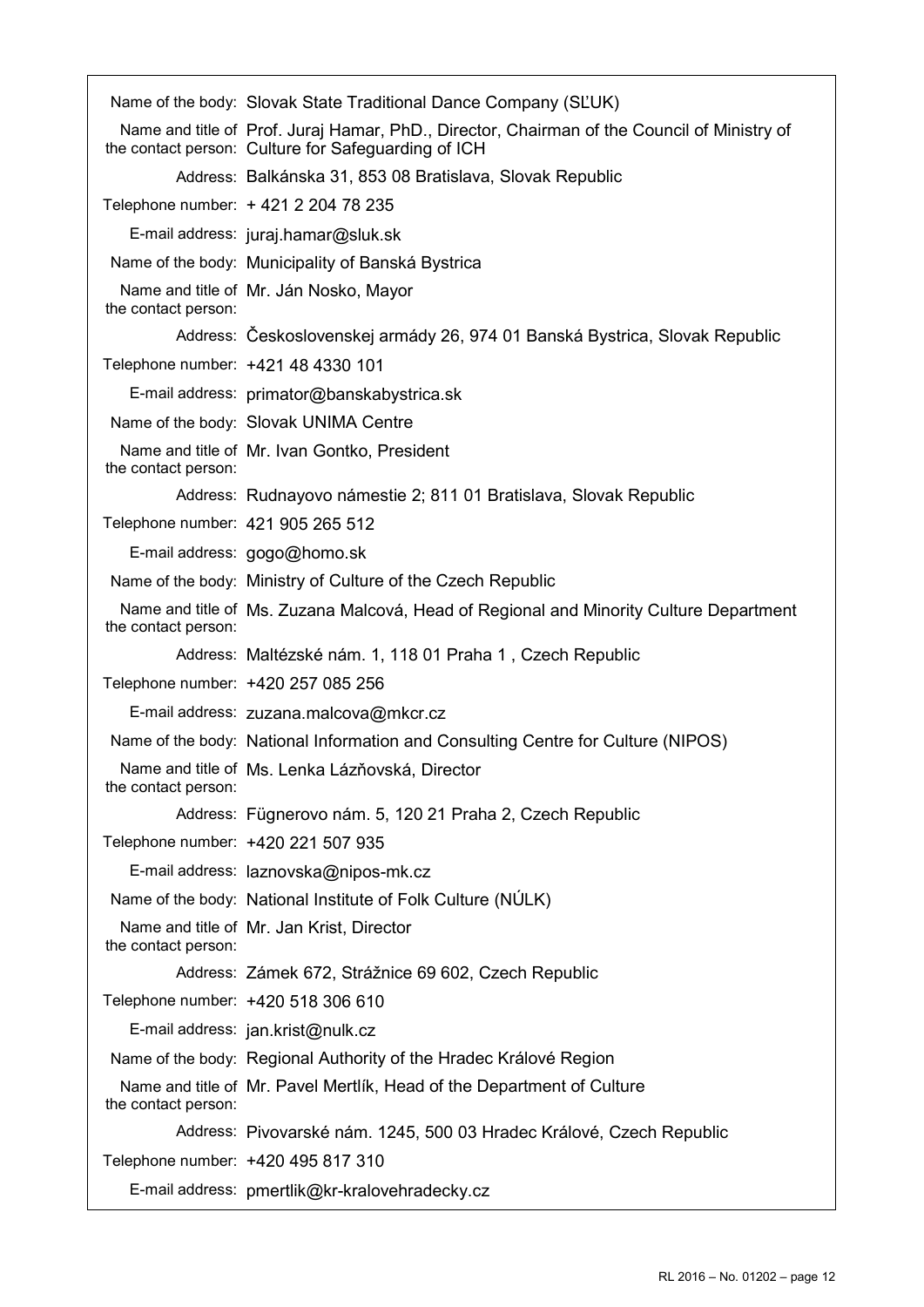| | |
|---|---|
| Name of the body: | Slovak State Traditional Dance Company (SĽUK) |
| Name and title of the contact person: | Prof. Juraj Hamar, PhD., Director, Chairman of the Council of Ministry of Culture for Safeguarding of ICH |
| Address: | Balkánska 31, 853 08 Bratislava, Slovak Republic |
| Telephone number: | + 421 2 204 78 235 |
| E-mail address: | juraj.hamar@sluk.sk |
| Name of the body: | Municipality of Banská Bystrica |
| Name and title of the contact person: | Mr. Ján Nosko, Mayor |
| Address: | Československej armády 26, 974 01 Banská Bystrica, Slovak Republic |
| Telephone number: | +421 48 4330 101 |
| E-mail address: | primator@banskabystrica.sk |
| Name of the body: | Slovak UNIMA Centre |
| Name and title of the contact person: | Mr. Ivan Gontko, President |
| Address: | Rudnayovo námestie 2; 811 01 Bratislava, Slovak Republic |
| Telephone number: | 421 905 265 512 |
| E-mail address: | gogo@homo.sk |
| Name of the body: | Ministry of Culture of the Czech Republic |
| Name and title of the contact person: | Ms. Zuzana Malcová, Head of Regional and Minority Culture Department |
| Address: | Maltézské nám. 1, 118 01 Praha 1 , Czech Republic |
| Telephone number: | +420 257 085 256 |
| E-mail address: | zuzana.malcova@mkcr.cz |
| Name of the body: | National Information and Consulting Centre for Culture (NIPOS) |
| Name and title of the contact person: | Ms. Lenka Lázňovská, Director |
| Address: | Fügnerovo nám. 5, 120 21 Praha 2, Czech Republic |
| Telephone number: | +420 221 507 935 |
| E-mail address: | laznovska@nipos-mk.cz |
| Name of the body: | National Institute of Folk Culture (NÚLK) |
| Name and title of the contact person: | Mr. Jan Krist, Director |
| Address: | Zámek 672, Strážnice 69 602, Czech Republic |
| Telephone number: | +420 518 306 610 |
| E-mail address: | jan.krist@nulk.cz |
| Name of the body: | Regional Authority of the Hradec Králové Region |
| Name and title of the contact person: | Mr. Pavel Mertlík, Head of the Department of Culture |
| Address: | Pivovarské nám. 1245, 500 03 Hradec Králové, Czech Republic |
| Telephone number: | +420 495 817 310 |
| E-mail address: | pmertlik@kr-kralovehradecky.cz |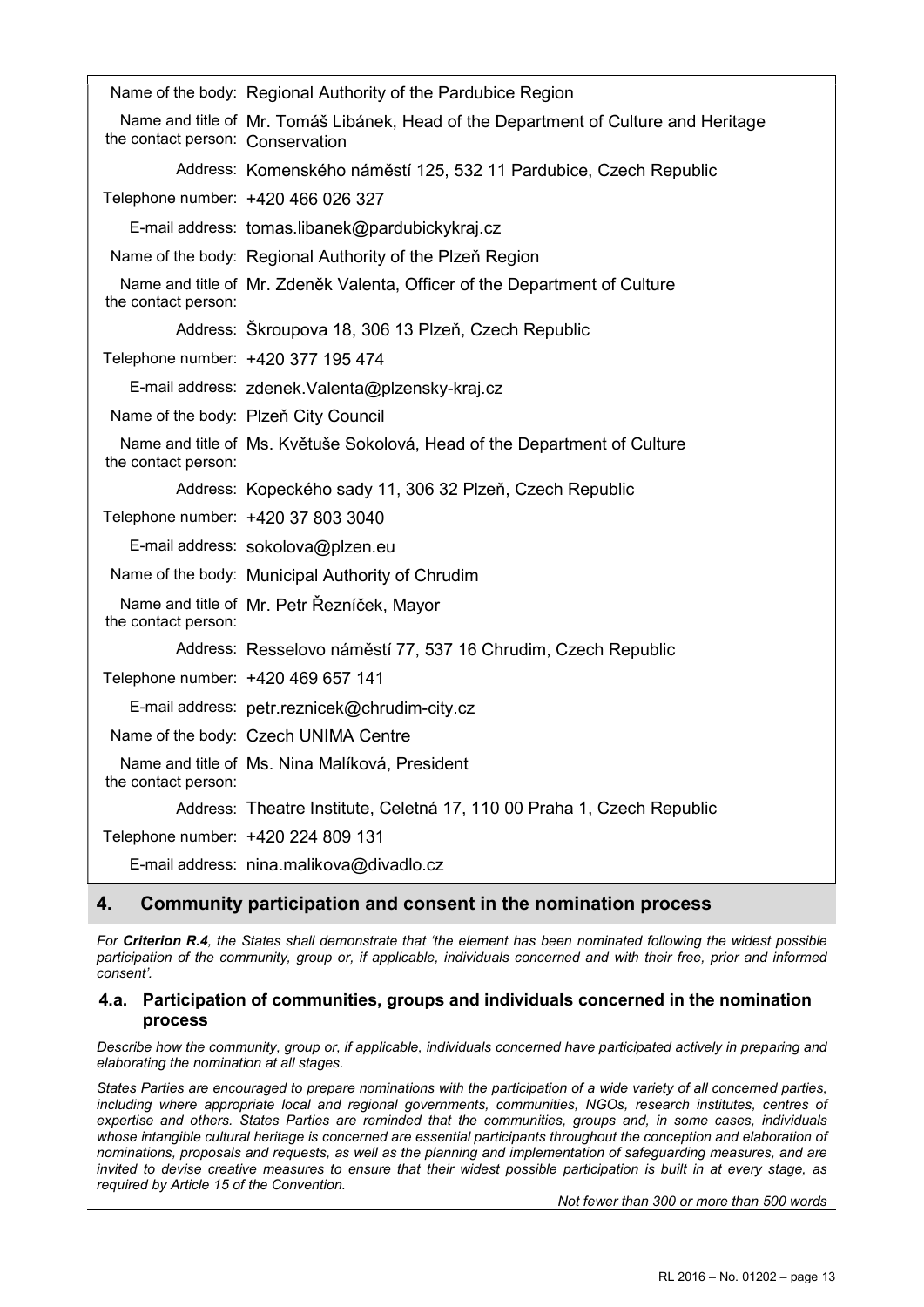| | |
|---|---|
| Name of the body: | Regional Authority of the Pardubice Region |
| Name and title of the contact person: | Mr. Tomáš Libánek, Head of the Department of Culture and Heritage Conservation |
| Address: | Komenského náměstí 125, 532 11 Pardubice, Czech Republic |
| Telephone number: | +420 466 026 327 |
| E-mail address: | tomas.libanek@pardubickykraj.cz |
| Name of the body: | Regional Authority of the Plzeň Region |
| Name and title of the contact person: | Mr. Zdeněk Valenta, Officer of the Department of Culture |
| Address: | Škroupova 18, 306 13 Plzeň, Czech Republic |
| Telephone number: | +420 377 195 474 |
| E-mail address: | zdenek.Valenta@plzensky-kraj.cz |
| Name of the body: | Plzeň City Council |
| Name and title of the contact person: | Ms. Květuše Sokolová, Head of the Department of Culture |
| Address: | Kopeckého sady 11, 306 32 Plzeň, Czech Republic |
| Telephone number: | +420 37 803 3040 |
| E-mail address: | sokolova@plzen.eu |
| Name of the body: | Municipal Authority of Chrudim |
| Name and title of the contact person: | Mr. Petr Řezníček, Mayor |
| Address: | Resselovo náměstí 77, 537 16 Chrudim, Czech Republic |
| Telephone number: | +420 469 657 141 |
| E-mail address: | petr.reznicek@chrudim-city.cz |
| Name of the body: | Czech UNIMA Centre |
| Name and title of the contact person: | Ms. Nina Malíková, President |
| Address: | Theatre Institute, Celetná 17, 110 00 Praha 1, Czech Republic |
| Telephone number: | +420 224 809 131 |
| E-mail address: | nina.malikova@divadlo.cz |

## 4. Community participation and consent in the nomination process

*For **Criterion R.4**, the States shall demonstrate that 'the element has been nominated following the widest possible participation of the community, group or, if applicable, individuals concerned and with their free, prior and informed consent'.*

### 4.a. Participation of communities, groups and individuals concerned in the nomination process

*Describe how the community, group or, if applicable, individuals concerned have participated actively in preparing and elaborating the nomination at all stages.*

*States Parties are encouraged to prepare nominations with the participation of a wide variety of all concerned parties, including where appropriate local and regional governments, communities, NGOs, research institutes, centres of expertise and others. States Parties are reminded that the communities, groups and, in some cases, individuals whose intangible cultural heritage is concerned are essential participants throughout the conception and elaboration of nominations, proposals and requests, as well as the planning and implementation of safeguarding measures, and are invited to devise creative measures to ensure that their widest possible participation is built in at every stage, as required by Article 15 of the Convention.*

*Not fewer than 300 or more than 500 words*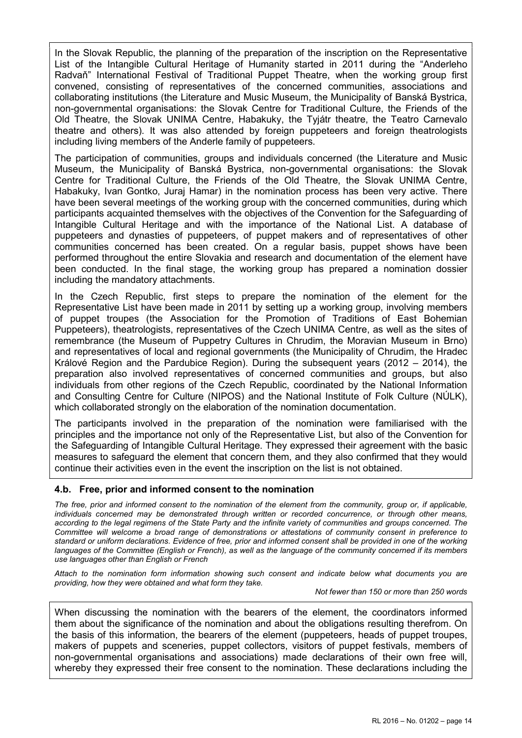In the Slovak Republic, the planning of the preparation of the inscription on the Representative List of the Intangible Cultural Heritage of Humanity started in 2011 during the "Anderleho Radvaň" International Festival of Traditional Puppet Theatre, when the working group first convened, consisting of representatives of the concerned communities, associations and collaborating institutions (the Literature and Music Museum, the Municipality of Banská Bystrica, non-governmental organisations: the Slovak Centre for Traditional Culture, the Friends of the Old Theatre, the Slovak UNIMA Centre, Habakuky, the Tyjátr theatre, the Teatro Carnevalo theatre and others). It was also attended by foreign puppeteers and foreign theatrologists including living members of the Anderle family of puppeteers.

The participation of communities, groups and individuals concerned (the Literature and Music Museum, the Municipality of Banská Bystrica, non-governmental organisations: the Slovak Centre for Traditional Culture, the Friends of the Old Theatre, the Slovak UNIMA Centre, Habakuky, Ivan Gontko, Juraj Hamar) in the nomination process has been very active. There have been several meetings of the working group with the concerned communities, during which participants acquainted themselves with the objectives of the Convention for the Safeguarding of Intangible Cultural Heritage and with the importance of the National List. A database of puppeteers and dynasties of puppeteers, of puppet makers and of representatives of other communities concerned has been created. On a regular basis, puppet shows have been performed throughout the entire Slovakia and research and documentation of the element have been conducted. In the final stage, the working group has prepared a nomination dossier including the mandatory attachments.

In the Czech Republic, first steps to prepare the nomination of the element for the Representative List have been made in 2011 by setting up a working group, involving members of puppet troupes (the Association for the Promotion of Traditions of East Bohemian Puppeteers), theatrologists, representatives of the Czech UNIMA Centre, as well as the sites of remembrance (the Museum of Puppetry Cultures in Chrudim, the Moravian Museum in Brno) and representatives of local and regional governments (the Municipality of Chrudim, the Hradec Králové Region and the Pardubice Region). During the subsequent years (2012 – 2014), the preparation also involved representatives of concerned communities and groups, but also individuals from other regions of the Czech Republic, coordinated by the National Information and Consulting Centre for Culture (NIPOS) and the National Institute of Folk Culture (NÚLK), which collaborated strongly on the elaboration of the nomination documentation.

The participants involved in the preparation of the nomination were familiarised with the principles and the importance not only of the Representative List, but also of the Convention for the Safeguarding of Intangible Cultural Heritage. They expressed their agreement with the basic measures to safeguard the element that concern them, and they also confirmed that they would continue their activities even in the event the inscription on the list is not obtained.

### 4.b. Free, prior and informed consent to the nomination

*The free, prior and informed consent to the nomination of the element from the community, group or, if applicable, individuals concerned may be demonstrated through written or recorded concurrence, or through other means, according to the legal regimens of the State Party and the infinite variety of communities and groups concerned. The Committee will welcome a broad range of demonstrations or attestations of community consent in preference to standard or uniform declarations. Evidence of free, prior and informed consent shall be provided in one of the working languages of the Committee (English or French), as well as the language of the community concerned if its members use languages other than English or French*

*Attach to the nomination form information showing such consent and indicate below what documents you are providing, how they were obtained and what form they take.*

*Not fewer than 150 or more than 250 words*

When discussing the nomination with the bearers of the element, the coordinators informed them about the significance of the nomination and about the obligations resulting therefrom. On the basis of this information, the bearers of the element (puppeteers, heads of puppet troupes, makers of puppets and sceneries, puppet collectors, visitors of puppet festivals, members of non-governmental organisations and associations) made declarations of their own free will, whereby they expressed their free consent to the nomination. These declarations including the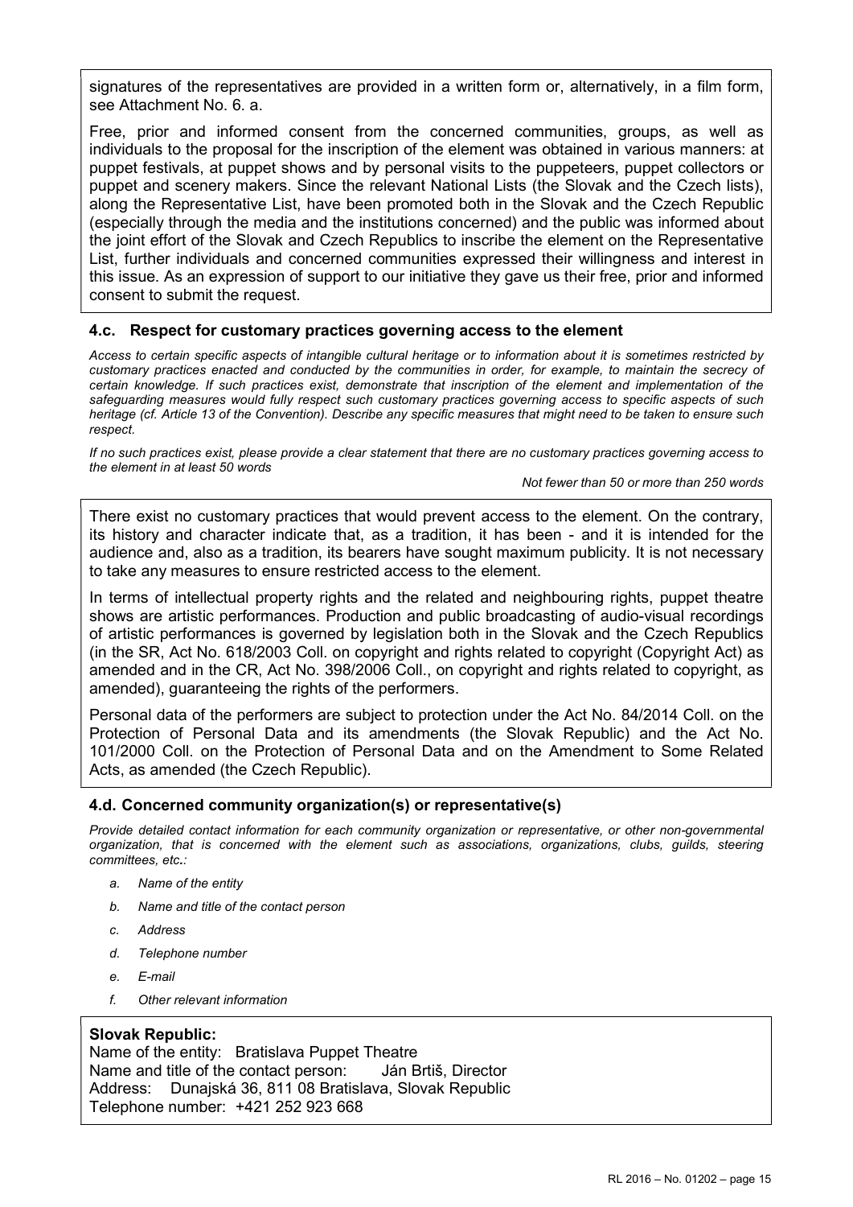signatures of the representatives are provided in a written form or, alternatively, in a film form, see Attachment No. 6. a.

Free, prior and informed consent from the concerned communities, groups, as well as individuals to the proposal for the inscription of the element was obtained in various manners: at puppet festivals, at puppet shows and by personal visits to the puppeteers, puppet collectors or puppet and scenery makers. Since the relevant National Lists (the Slovak and the Czech lists), along the Representative List, have been promoted both in the Slovak and the Czech Republic (especially through the media and the institutions concerned) and the public was informed about the joint effort of the Slovak and Czech Republics to inscribe the element on the Representative List, further individuals and concerned communities expressed their willingness and interest in this issue. As an expression of support to our initiative they gave us their free, prior and informed consent to submit the request.

### 4.c. Respect for customary practices governing access to the element

*Access to certain specific aspects of intangible cultural heritage or to information about it is sometimes restricted by customary practices enacted and conducted by the communities in order, for example, to maintain the secrecy of certain knowledge. If such practices exist, demonstrate that inscription of the element and implementation of the safeguarding measures would fully respect such customary practices governing access to specific aspects of such heritage (cf. Article 13 of the Convention). Describe any specific measures that might need to be taken to ensure such respect.*

*If no such practices exist, please provide a clear statement that there are no customary practices governing access to the element in at least 50 words*

*Not fewer than 50 or more than 250 words*

There exist no customary practices that would prevent access to the element. On the contrary, its history and character indicate that, as a tradition, it has been - and it is intended for the audience and, also as a tradition, its bearers have sought maximum publicity. It is not necessary to take any measures to ensure restricted access to the element.

In terms of intellectual property rights and the related and neighbouring rights, puppet theatre shows are artistic performances. Production and public broadcasting of audio-visual recordings of artistic performances is governed by legislation both in the Slovak and the Czech Republics (in the SR, Act No. 618/2003 Coll. on copyright and rights related to copyright (Copyright Act) as amended and in the CR, Act No. 398/2006 Coll., on copyright and rights related to copyright, as amended), guaranteeing the rights of the performers.

Personal data of the performers are subject to protection under the Act No. 84/2014 Coll. on the Protection of Personal Data and its amendments (the Slovak Republic) and the Act No. 101/2000 Coll. on the Protection of Personal Data and on the Amendment to Some Related Acts, as amended (the Czech Republic).

### 4.d. Concerned community organization(s) or representative(s)

*Provide detailed contact information for each community organization or representative, or other non-governmental organization, that is concerned with the element such as associations, organizations, clubs, guilds, steering committees, etc.:*

- *a. Name of the entity*
- *b. Name and title of the contact person*
- *c. Address*
- *d. Telephone number*
- *e. E-mail*
- *f. Other relevant information*

**Slovak Republic:**

Name of the entity: Bratislava Puppet Theatre
Name and title of the contact person: Ján Brtiš, Director
Address: Dunajská 36, 811 08 Bratislava, Slovak Republic
Telephone number: +421 252 923 668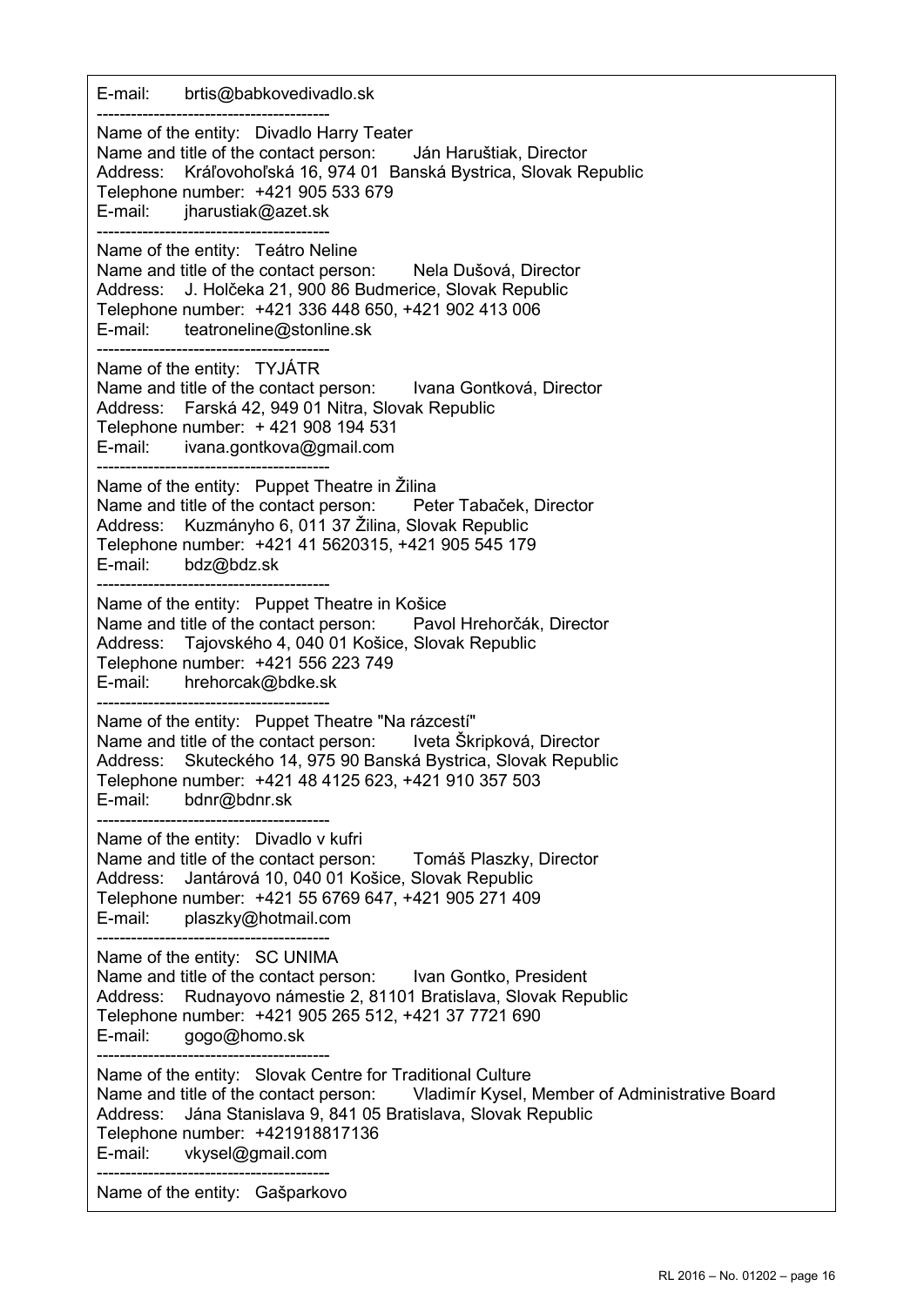E-mail: brtis@babkovedivadlo.sk

----------------------------------------

Name of the entity: Divadlo Harry Teater
Name and title of the contact person: Ján Haruštiak, Director
Address: Kráľovohoľská 16, 974 01 Banská Bystrica, Slovak Republic
Telephone number: +421 905 533 679
E-mail: jharustiak@azet.sk

----------------------------------------

Name of the entity: Teátro Neline
Name and title of the contact person: Nela Dušová, Director
Address: J. Holčeka 21, 900 86 Budmerice, Slovak Republic
Telephone number: +421 336 448 650, +421 902 413 006
E-mail: teatroneline@stonline.sk

----------------------------------------

Name of the entity: TYJÁTR
Name and title of the contact person: Ivana Gontková, Director
Address: Farská 42, 949 01 Nitra, Slovak Republic
Telephone number: + 421 908 194 531
E-mail: ivana.gontkova@gmail.com

----------------------------------------

Name of the entity: Puppet Theatre in Žilina
Name and title of the contact person: Peter Tabaček, Director
Address: Kuzmányho 6, 011 37 Žilina, Slovak Republic
Telephone number: +421 41 5620315, +421 905 545 179
E-mail: bdz@bdz.sk

----------------------------------------

Name of the entity: Puppet Theatre in Košice
Name and title of the contact person: Pavol Hrehorčák, Director
Address: Tajovského 4, 040 01 Košice, Slovak Republic
Telephone number: +421 556 223 749
E-mail: hrehorcak@bdke.sk

----------------------------------------

Name of the entity: Puppet Theatre "Na rázcestí"
Name and title of the contact person: Iveta Škripková, Director
Address: Skuteckého 14, 975 90 Banská Bystrica, Slovak Republic
Telephone number: +421 48 4125 623, +421 910 357 503
E-mail: bdnr@bdnr.sk

----------------------------------------

Name of the entity: Divadlo v kufri
Name and title of the contact person: Tomáš Plaszky, Director
Address: Jantárová 10, 040 01 Košice, Slovak Republic
Telephone number: +421 55 6769 647, +421 905 271 409
E-mail: plaszky@hotmail.com

----------------------------------------

Name of the entity: SC UNIMA
Name and title of the contact person: Ivan Gontko, President
Address: Rudnayovo námestie 2, 81101 Bratislava, Slovak Republic
Telephone number: +421 905 265 512, +421 37 7721 690
E-mail: gogo@homo.sk

----------------------------------------

Name of the entity: Slovak Centre for Traditional Culture
Name and title of the contact person: Vladimír Kysel, Member of Administrative Board
Address: Jána Stanislava 9, 841 05 Bratislava, Slovak Republic
Telephone number: +421918817136
E-mail: vkysel@gmail.com

----------------------------------------

Name of the entity: Gašparkovo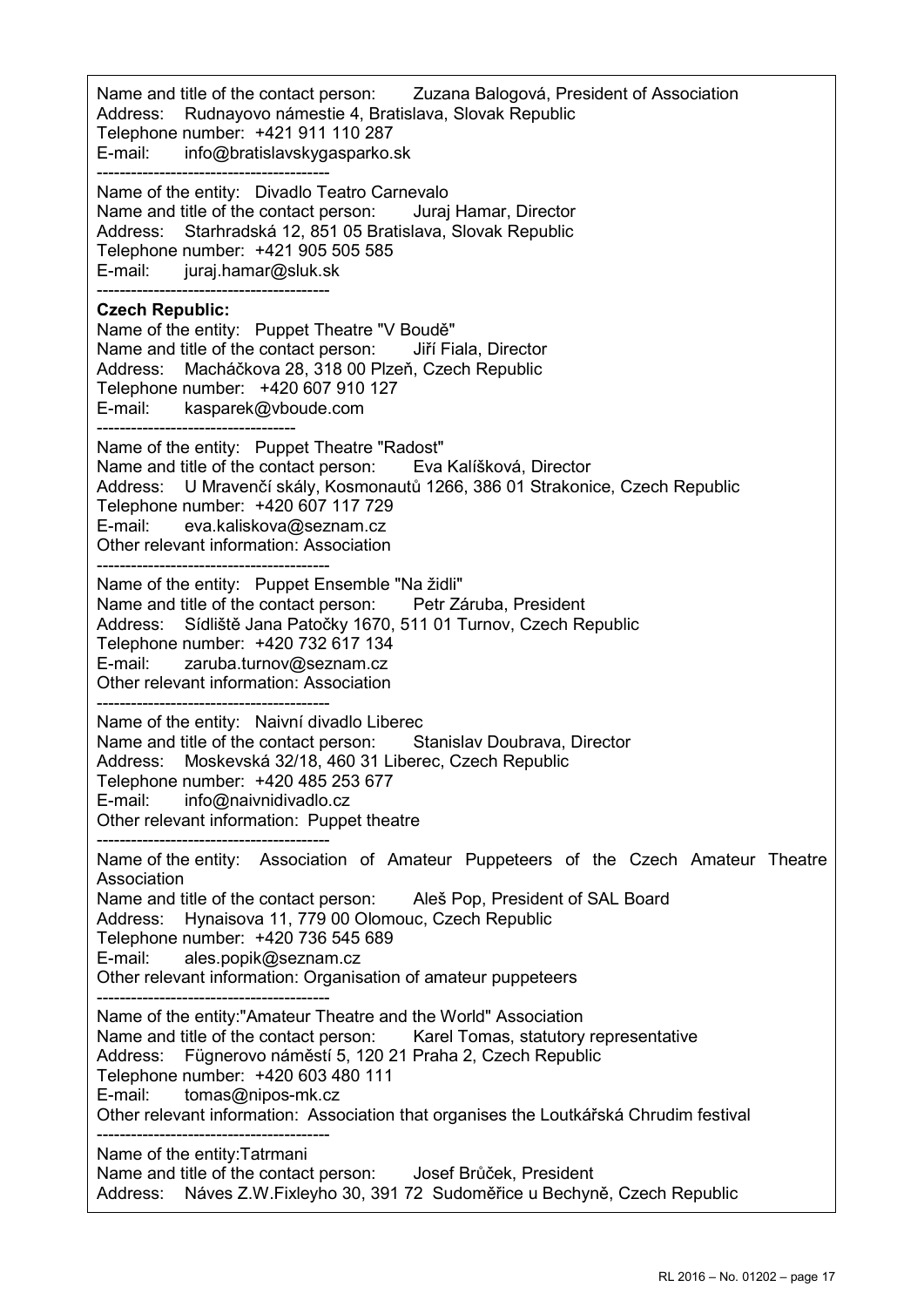Name and title of the contact person: Zuzana Balogová, President of Association
Address: Rudnayovo námestie 4, Bratislava, Slovak Republic
Telephone number: +421 911 110 287
E-mail: info@bratislavskygasparko.sk

----------------------------------------

Name of the entity: Divadlo Teatro Carnevalo
Name and title of the contact person: Juraj Hamar, Director
Address: Starhradská 12, 851 05 Bratislava, Slovak Republic
Telephone number: +421 905 505 585
E-mail: juraj.hamar@sluk.sk

----------------------------------------

**Czech Republic:**

Name of the entity: Puppet Theatre "V Boudě"
Name and title of the contact person: Jiří Fiala, Director
Address: Macháčkova 28, 318 00 Plzeň, Czech Republic
Telephone number: +420 607 910 127
E-mail: kasparek@vboude.com

----------------------------------

Name of the entity: Puppet Theatre "Radost"
Name and title of the contact person: Eva Kalíšková, Director
Address: U Mravenčí skály, Kosmonautů 1266, 386 01 Strakonice, Czech Republic
Telephone number: +420 607 117 729
E-mail: eva.kaliskova@seznam.cz
Other relevant information: Association

----------------------------------------

Name of the entity: Puppet Ensemble "Na židli"
Name and title of the contact person: Petr Záruba, President
Address: Sídliště Jana Patočky 1670, 511 01 Turnov, Czech Republic
Telephone number: +420 732 617 134
E-mail: zaruba.turnov@seznam.cz
Other relevant information: Association

----------------------------------------

Name of the entity: Naivní divadlo Liberec
Name and title of the contact person: Stanislav Doubrava, Director
Address: Moskevská 32/18, 460 31 Liberec, Czech Republic
Telephone number: +420 485 253 677
E-mail: info@naivnidivadlo.cz
Other relevant information: Puppet theatre

----------------------------------------

Name of the entity: Association of Amateur Puppeteers of the Czech Amateur Theatre Association
Name and title of the contact person: Aleš Pop, President of SAL Board
Address: Hynaisova 11, 779 00 Olomouc, Czech Republic
Telephone number: +420 736 545 689
E-mail: ales.popik@seznam.cz
Other relevant information: Organisation of amateur puppeteers

----------------------------------------

Name of the entity:"Amateur Theatre and the World" Association
Name and title of the contact person: Karel Tomas, statutory representative
Address: Fügnerovo náměstí 5, 120 21 Praha 2, Czech Republic
Telephone number: +420 603 480 111
E-mail: tomas@nipos-mk.cz
Other relevant information: Association that organises the Loutkářská Chrudim festival

----------------------------------------

Name of the entity:Tatrmani
Name and title of the contact person: Josef Brůček, President
Address: Náves Z.W.Fixleyho 30, 391 72 Sudoměřice u Bechyně, Czech Republic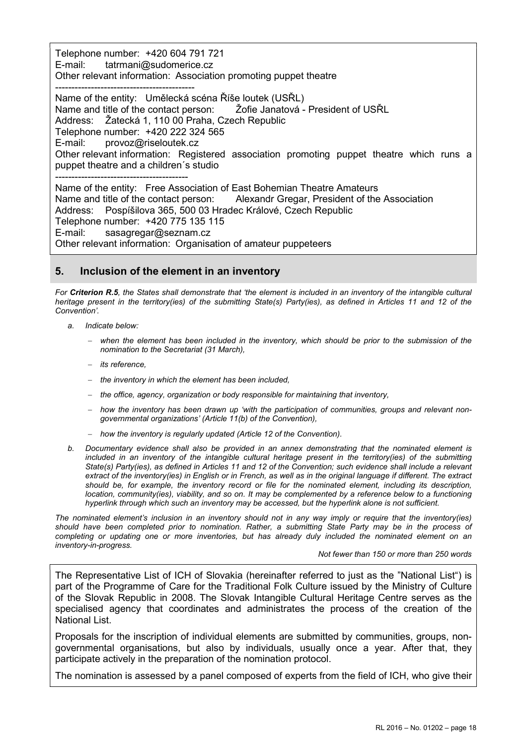Telephone number: +420 604 791 721
E-mail: tatrmani@sudomerice.cz
Other relevant information: Association promoting puppet theatre

-------------------------------------------

Name of the entity: Umělecká scéna Říše loutek (USŘL)
Name and title of the contact person: Žofie Janatová - President of USŘL
Address: Žatecká 1, 110 00 Praha, Czech Republic
Telephone number: +420 222 324 565
E-mail: provoz@riseloutek.cz
Other relevant information: Registered association promoting puppet theatre which runs a puppet theatre and a children´s studio

-----------------------------------------

Name of the entity: Free Association of East Bohemian Theatre Amateurs
Name and title of the contact person: Alexandr Gregar, President of the Association
Address: Pospíšilova 365, 500 03 Hradec Králové, Czech Republic
Telephone number: +420 775 135 115
E-mail: sasagregar@seznam.cz
Other relevant information: Organisation of amateur puppeteers

## 5. Inclusion of the element in an inventory

*For **Criterion R.5**, the States shall demonstrate that 'the element is included in an inventory of the intangible cultural heritage present in the territory(ies) of the submitting State(s) Party(ies), as defined in Articles 11 and 12 of the Convention'.*

a. *Indicate below:*
   - *when the element has been included in the inventory, which should be prior to the submission of the nomination to the Secretariat (31 March),*
   - *its reference,*
   - *the inventory in which the element has been included,*
   - *the office, agency, organization or body responsible for maintaining that inventory,*
   - *how the inventory has been drawn up 'with the participation of communities, groups and relevant non-governmental organizations' (Article 11(b) of the Convention),*
   - *how the inventory is regularly updated (Article 12 of the Convention).*

b. *Documentary evidence shall also be provided in an annex demonstrating that the nominated element is included in an inventory of the intangible cultural heritage present in the territory(ies) of the submitting State(s) Party(ies), as defined in Articles 11 and 12 of the Convention; such evidence shall include a relevant extract of the inventory(ies) in English or in French, as well as in the original language if different. The extract should be, for example, the inventory record or file for the nominated element, including its description, location, community(ies), viability, and so on. It may be complemented by a reference below to a functioning hyperlink through which such an inventory may be accessed, but the hyperlink alone is not sufficient.*

*The nominated element's inclusion in an inventory should not in any way imply or require that the inventory(ies) should have been completed prior to nomination. Rather, a submitting State Party may be in the process of completing or updating one or more inventories, but has already duly included the nominated element on an inventory-in-progress.*

*Not fewer than 150 or more than 250 words*

The Representative List of ICH of Slovakia (hereinafter referred to just as the "National List") is part of the Programme of Care for the Traditional Folk Culture issued by the Ministry of Culture of the Slovak Republic in 2008. The Slovak Intangible Cultural Heritage Centre serves as the specialised agency that coordinates and administrates the process of the creation of the National List.

Proposals for the inscription of individual elements are submitted by communities, groups, non-governmental organisations, but also by individuals, usually once a year. After that, they participate actively in the preparation of the nomination protocol.

The nomination is assessed by a panel composed of experts from the field of ICH, who give their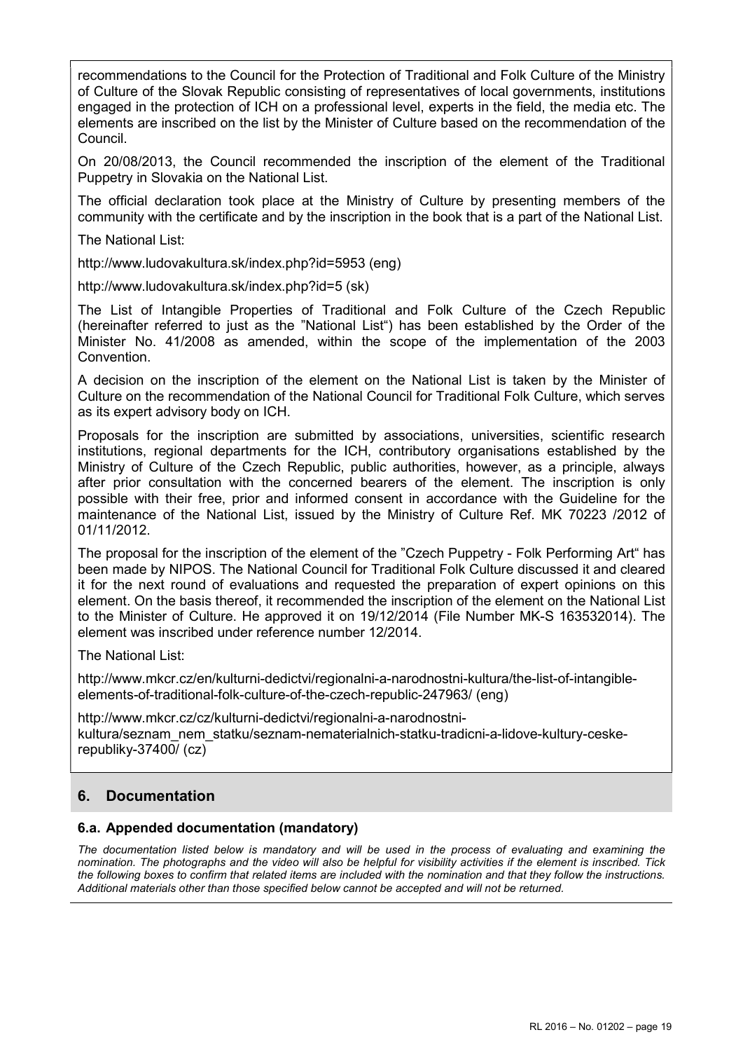recommendations to the Council for the Protection of Traditional and Folk Culture of the Ministry of Culture of the Slovak Republic consisting of representatives of local governments, institutions engaged in the protection of ICH on a professional level, experts in the field, the media etc. The elements are inscribed on the list by the Minister of Culture based on the recommendation of the Council.

On 20/08/2013, the Council recommended the inscription of the element of the Traditional Puppetry in Slovakia on the National List.

The official declaration took place at the Ministry of Culture by presenting members of the community with the certificate and by the inscription in the book that is a part of the National List.

The National List:

http://www.ludovakultura.sk/index.php?id=5953 (eng)

http://www.ludovakultura.sk/index.php?id=5 (sk)

The List of Intangible Properties of Traditional and Folk Culture of the Czech Republic (hereinafter referred to just as the "National List") has been established by the Order of the Minister No. 41/2008 as amended, within the scope of the implementation of the 2003 Convention.

A decision on the inscription of the element on the National List is taken by the Minister of Culture on the recommendation of the National Council for Traditional Folk Culture, which serves as its expert advisory body on ICH.

Proposals for the inscription are submitted by associations, universities, scientific research institutions, regional departments for the ICH, contributory organisations established by the Ministry of Culture of the Czech Republic, public authorities, however, as a principle, always after prior consultation with the concerned bearers of the element. The inscription is only possible with their free, prior and informed consent in accordance with the Guideline for the maintenance of the National List, issued by the Ministry of Culture Ref. MK 70223 /2012 of 01/11/2012.

The proposal for the inscription of the element of the "Czech Puppetry - Folk Performing Art" has been made by NIPOS. The National Council for Traditional Folk Culture discussed it and cleared it for the next round of evaluations and requested the preparation of expert opinions on this element. On the basis thereof, it recommended the inscription of the element on the National List to the Minister of Culture. He approved it on 19/12/2014 (File Number MK-S 163532014). The element was inscribed under reference number 12/2014.

The National List:

http://www.mkcr.cz/en/kulturni-dedictvi/regionalni-a-narodnostni-kultura/the-list-of-intangible-elements-of-traditional-folk-culture-of-the-czech-republic-247963/ (eng)

http://www.mkcr.cz/cz/kulturni-dedictvi/regionalni-a-narodnostni-kultura/seznam_nem_statku/seznam-nematerialnich-statku-tradicni-a-lidove-kultury-ceske-republiky-37400/ (cz)

## 6. Documentation

### 6.a. Appended documentation (mandatory)

*The documentation listed below is mandatory and will be used in the process of evaluating and examining the nomination. The photographs and the video will also be helpful for visibility activities if the element is inscribed. Tick the following boxes to confirm that related items are included with the nomination and that they follow the instructions. Additional materials other than those specified below cannot be accepted and will not be returned.*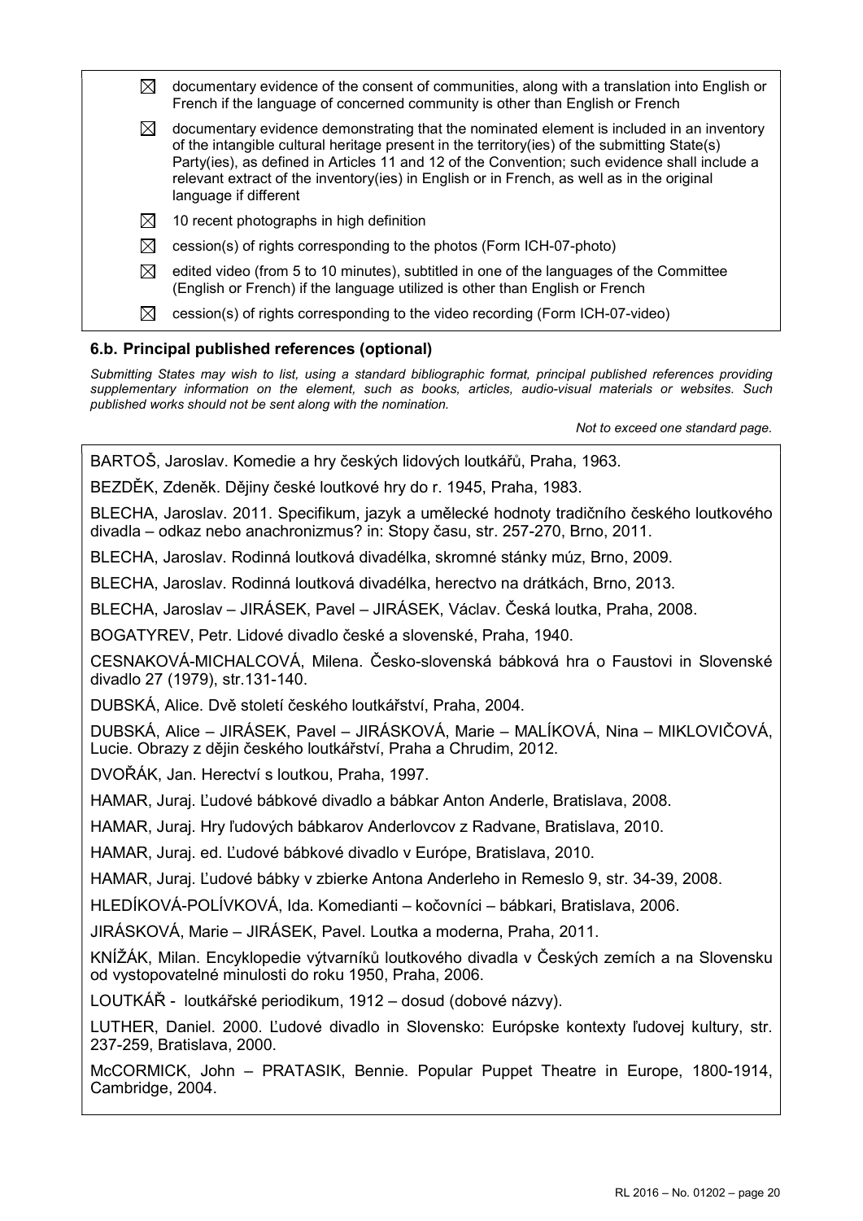- ☒ documentary evidence of the consent of communities, along with a translation into English or French if the language of concerned community is other than English or French
- ☒ documentary evidence demonstrating that the nominated element is included in an inventory of the intangible cultural heritage present in the territory(ies) of the submitting State(s) Party(ies), as defined in Articles 11 and 12 of the Convention; such evidence shall include a relevant extract of the inventory(ies) in English or in French, as well as in the original language if different
- ☒ 10 recent photographs in high definition
- ☒ cession(s) of rights corresponding to the photos (Form ICH-07-photo)
- ☒ edited video (from 5 to 10 minutes), subtitled in one of the languages of the Committee (English or French) if the language utilized is other than English or French
- ☒ cession(s) of rights corresponding to the video recording (Form ICH-07-video)

### 6.b. Principal published references (optional)

*Submitting States may wish to list, using a standard bibliographic format, principal published references providing supplementary information on the element, such as books, articles, audio-visual materials or websites. Such published works should not be sent along with the nomination.*

*Not to exceed one standard page.*

BARTOŠ, Jaroslav. Komedie a hry českých lidových loutkářů, Praha, 1963.

BEZDĚK, Zdeněk. Dějiny české loutkové hry do r. 1945, Praha, 1983.

BLECHA, Jaroslav. 2011. Specifikum, jazyk a umělecké hodnoty tradičního českého loutkového divadla – odkaz nebo anachronizmus? in: Stopy času, str. 257-270, Brno, 2011.

BLECHA, Jaroslav. Rodinná loutková divadélka, skromné stánky múz, Brno, 2009.

BLECHA, Jaroslav. Rodinná loutková divadélka, herectvo na drátkách, Brno, 2013.

BLECHA, Jaroslav – JIRÁSEK, Pavel – JIRÁSEK, Václav. Česká loutka, Praha, 2008.

BOGATYREV, Petr. Lidové divadlo české a slovenské, Praha, 1940.

CESNAKOVÁ-MICHALCOVÁ, Milena. Česko-slovenská bábková hra o Faustovi in Slovenské divadlo 27 (1979), str.131-140.

DUBSKÁ, Alice. Dvě století českého loutkářství, Praha, 2004.

DUBSKÁ, Alice – JIRÁSEK, Pavel – JIRÁSKOVÁ, Marie – MALÍKOVÁ, Nina – MIKLOVIČOVÁ, Lucie. Obrazy z dějin českého loutkářství, Praha a Chrudim, 2012.

DVOŘÁK, Jan. Herectví s loutkou, Praha, 1997.

HAMAR, Juraj. Ľudové bábkové divadlo a bábkar Anton Anderle, Bratislava, 2008.

HAMAR, Juraj. Hry ľudových bábkarov Anderlovcov z Radvane, Bratislava, 2010.

HAMAR, Juraj. ed. Ľudové bábkové divadlo v Európe, Bratislava, 2010.

HAMAR, Juraj. Ľudové bábky v zbierke Antona Anderleho in Remeslo 9, str. 34-39, 2008.

HLEDÍKOVÁ-POLÍVKOVÁ, Ida. Komedianti – kočovníci – bábkari, Bratislava, 2006.

JIRÁSKOVÁ, Marie – JIRÁSEK, Pavel. Loutka a moderna, Praha, 2011.

KNÍŽÁK, Milan. Encyklopedie výtvarníků loutkového divadla v Českých zemích a na Slovensku od vystopovatelné minulosti do roku 1950, Praha, 2006.

LOUTKÁŘ - loutkářské periodikum, 1912 – dosud (dobové názvy).

LUTHER, Daniel. 2000. Ľudové divadlo in Slovensko: Európske kontexty ľudovej kultury, str. 237-259, Bratislava, 2000.

McCORMICK, John – PRATASIK, Bennie. Popular Puppet Theatre in Europe, 1800-1914, Cambridge, 2004.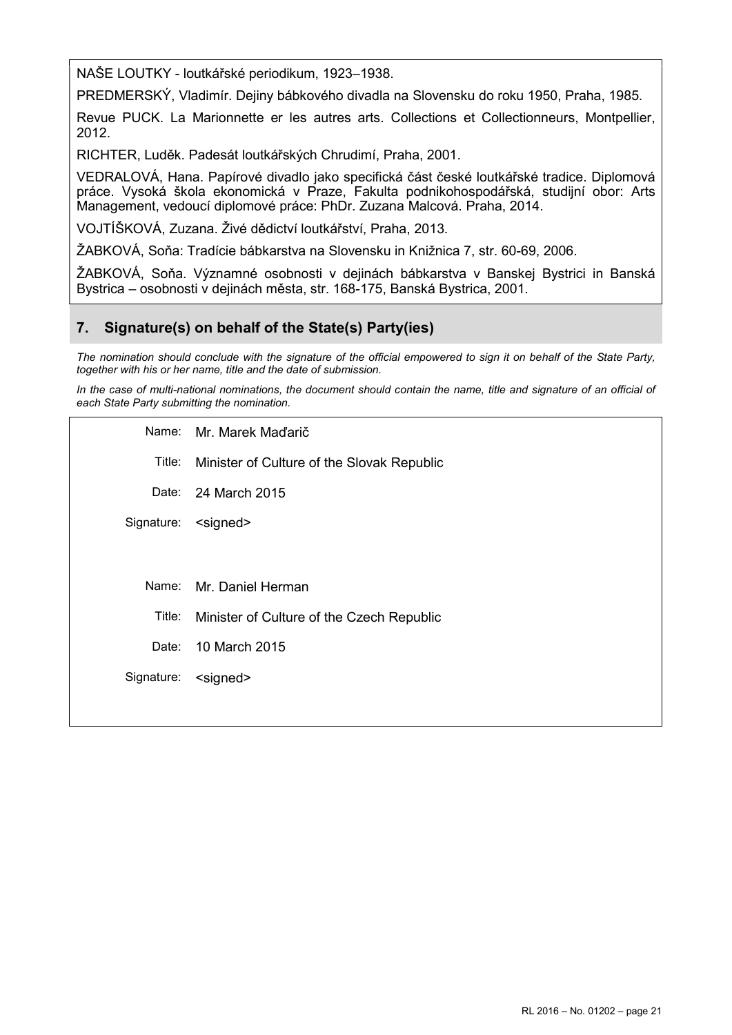NAŠE LOUTKY - loutkářské periodikum, 1923–1938.

PREDMERSKÝ, Vladimír. Dejiny bábkového divadla na Slovensku do roku 1950, Praha, 1985.

Revue PUCK. La Marionnette er les autres arts. Collections et Collectionneurs, Montpellier, 2012.

RICHTER, Luděk. Padesát loutkářských Chrudimí, Praha, 2001.

VEDRALOVÁ, Hana. Papírové divadlo jako specifická část české loutkářské tradice. Diplomová práce. Vysoká škola ekonomická v Praze, Fakulta podnikohospodářská, studijní obor: Arts Management, vedoucí diplomové práce: PhDr. Zuzana Malcová. Praha, 2014.

VOJTÍŠKOVÁ, Zuzana. Živé dědictví loutkářství, Praha, 2013.

ŽABKOVÁ, Soňa: Tradície bábkarstva na Slovensku in Knižnica 7, str. 60-69, 2006.

ŽABKOVÁ, Soňa. Významné osobnosti v dejinách bábkarstva v Banskej Bystrici in Banská Bystrica – osobnosti v dejinách města, str. 168-175, Banská Bystrica, 2001.

## 7. Signature(s) on behalf of the State(s) Party(ies)

*The nomination should conclude with the signature of the official empowered to sign it on behalf of the State Party, together with his or her name, title and the date of submission.*

*In the case of multi-national nominations, the document should contain the name, title and signature of an official of each State Party submitting the nomination.*

| | |
|---|---|
| Name: | Mr. Marek Maďarič |
| Title: | Minister of Culture of the Slovak Republic |
| Date: | 24 March 2015 |
| Signature: | <signed> |
| | |
| Name: | Mr. Daniel Herman |
| Title: | Minister of Culture of the Czech Republic |
| Date: | 10 March 2015 |
| Signature: | <signed> |